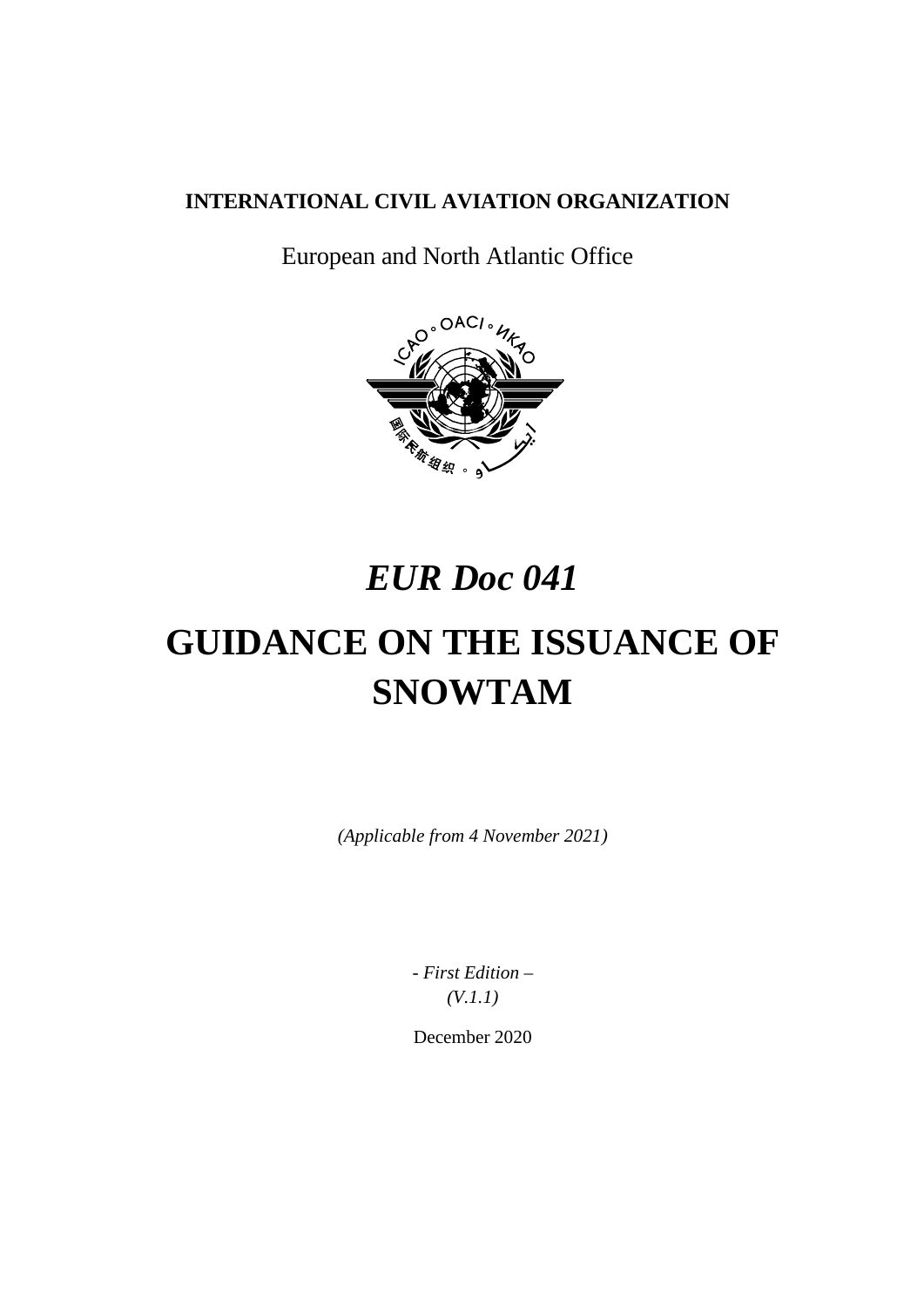**INTERNATIONAL CIVIL AVIATION ORGANIZATION**

European and North Atlantic Office

# *EUR Doc 041*

# GUIDANCE ON THE ISSUANCE OF SNOWTAM

*(Applicable from 4 November 2021)*

*- First Edition –*
*(V.1.1)*

December 2020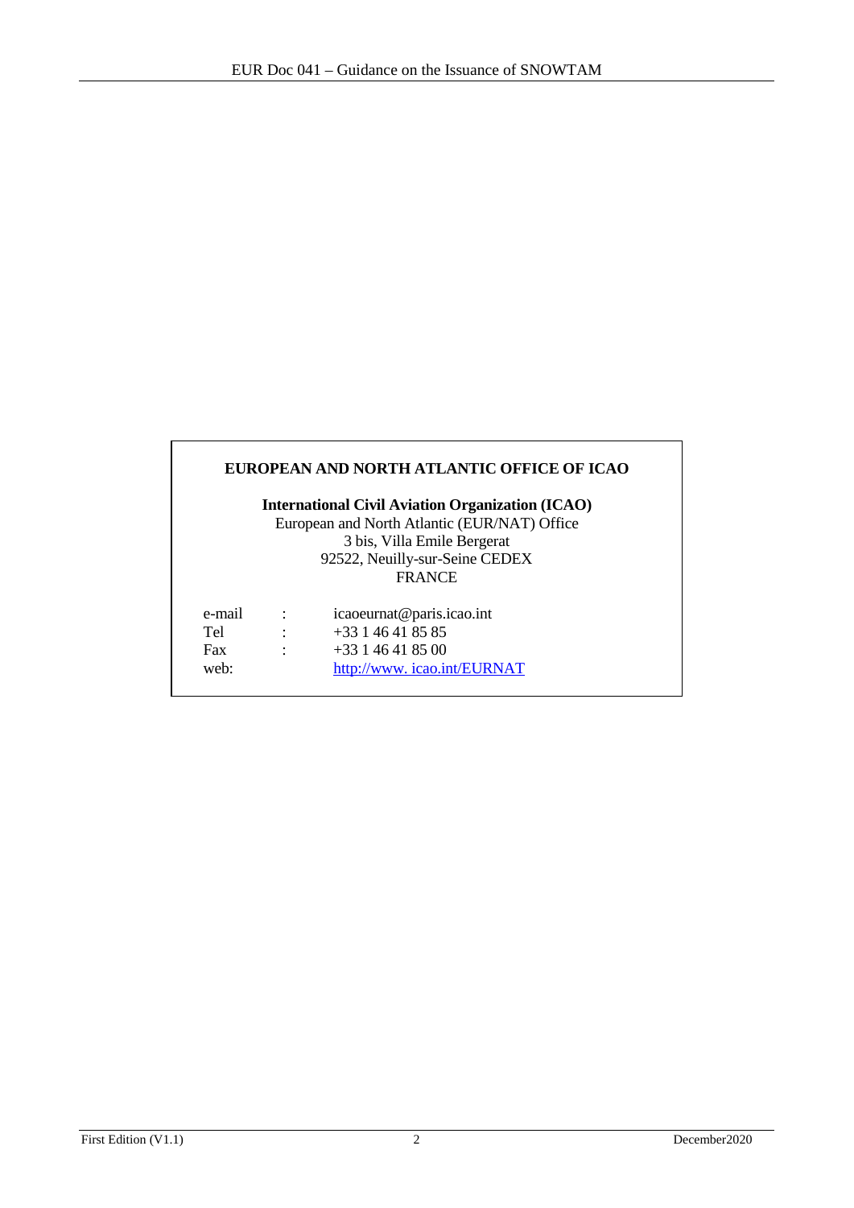**EUROPEAN AND NORTH ATLANTIC OFFICE OF ICAO**

**International Civil Aviation Organization (ICAO)**
European and North Atlantic (EUR/NAT) Office
3 bis, Villa Emile Bergerat
92522, Neuilly-sur-Seine CEDEX
FRANCE

| | | |
|---|---|---|
| e-mail | : | icaoeurnat@paris.icao.int |
| Tel | : | +33 1 46 41 85 85 |
| Fax | : | +33 1 46 41 85 00 |
| web: | | [http://www. icao.int/EURNAT](http://www.icao.int/EURNAT) |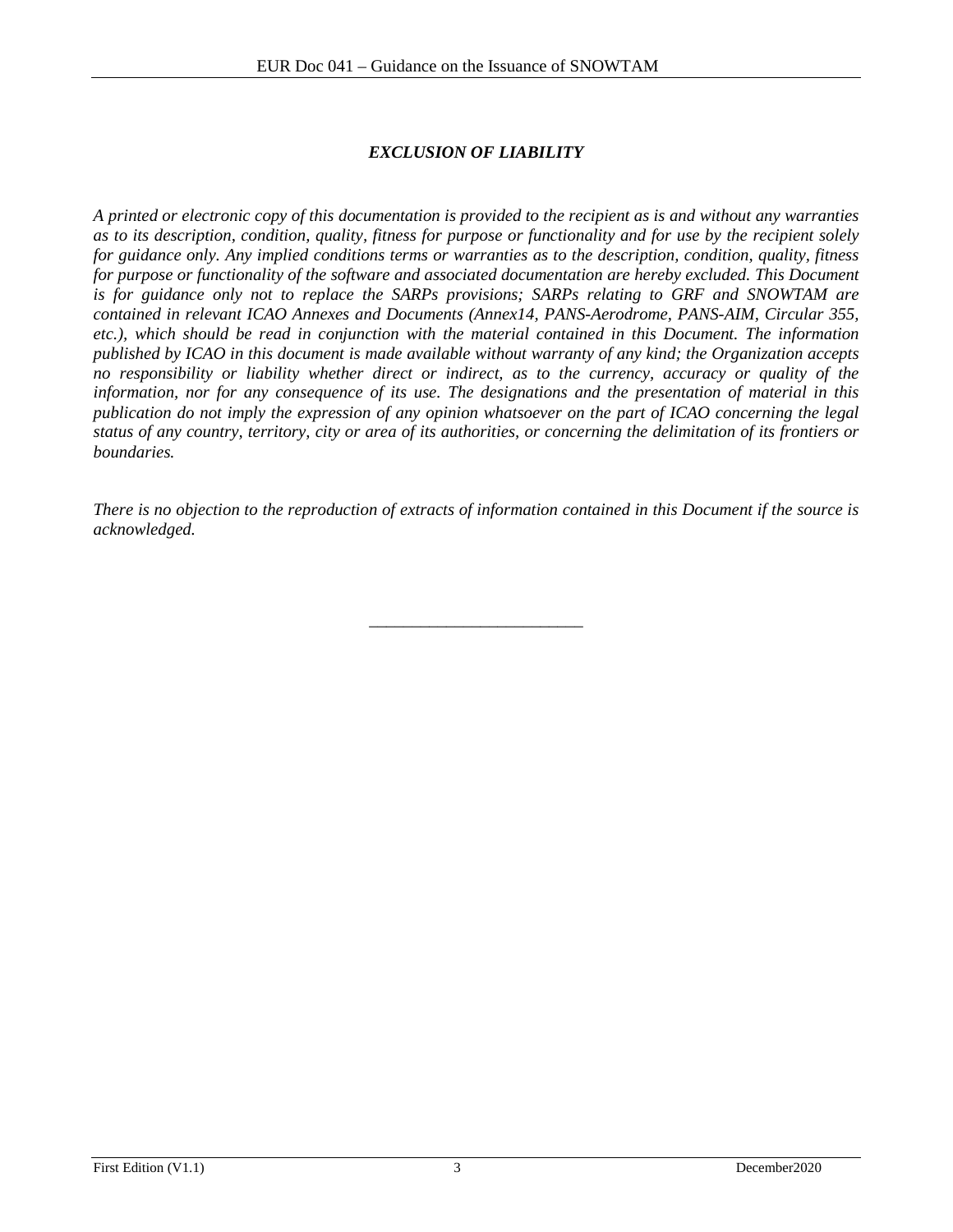## *EXCLUSION OF LIABILITY*

*A printed or electronic copy of this documentation is provided to the recipient as is and without any warranties as to its description, condition, quality, fitness for purpose or functionality and for use by the recipient solely for guidance only. Any implied conditions terms or warranties as to the description, condition, quality, fitness for purpose or functionality of the software and associated documentation are hereby excluded. This Document is for guidance only not to replace the SARPs provisions; SARPs relating to GRF and SNOWTAM are contained in relevant ICAO Annexes and Documents (Annex14, PANS-Aerodrome, PANS-AIM, Circular 355, etc.), which should be read in conjunction with the material contained in this Document. The information published by ICAO in this document is made available without warranty of any kind; the Organization accepts no responsibility or liability whether direct or indirect, as to the currency, accuracy or quality of the information, nor for any consequence of its use. The designations and the presentation of material in this publication do not imply the expression of any opinion whatsoever on the part of ICAO concerning the legal status of any country, territory, city or area of its authorities, or concerning the delimitation of its frontiers or boundaries.*

*There is no objection to the reproduction of extracts of information contained in this Document if the source is acknowledged.*

---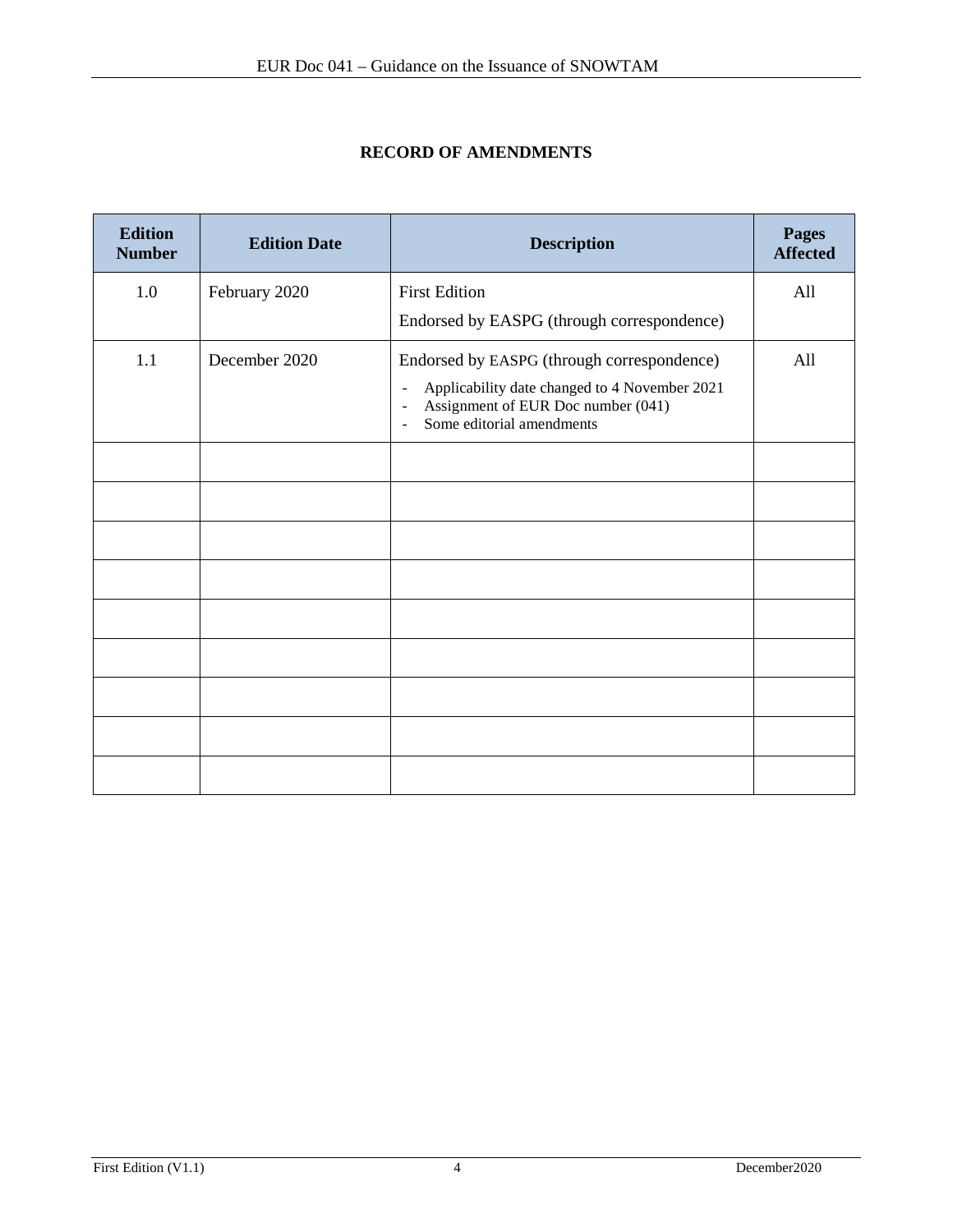**RECORD OF AMENDMENTS**

| Edition Number | Edition Date | Description | Pages Affected |
|---|---|---|---|
| 1.0 | February 2020 | First Edition<br>Endorsed by EASPG (through correspondence) | All |
| 1.1 | December 2020 | Endorsed by EASPG (through correspondence)<br>- Applicability date changed to 4 November 2021<br>- Assignment of EUR Doc number (041)<br>- Some editorial amendments | All |
| | | | |
| | | | |
| | | | |
| | | | |
| | | | |
| | | | |
| | | | |
| | | | |
| | | | |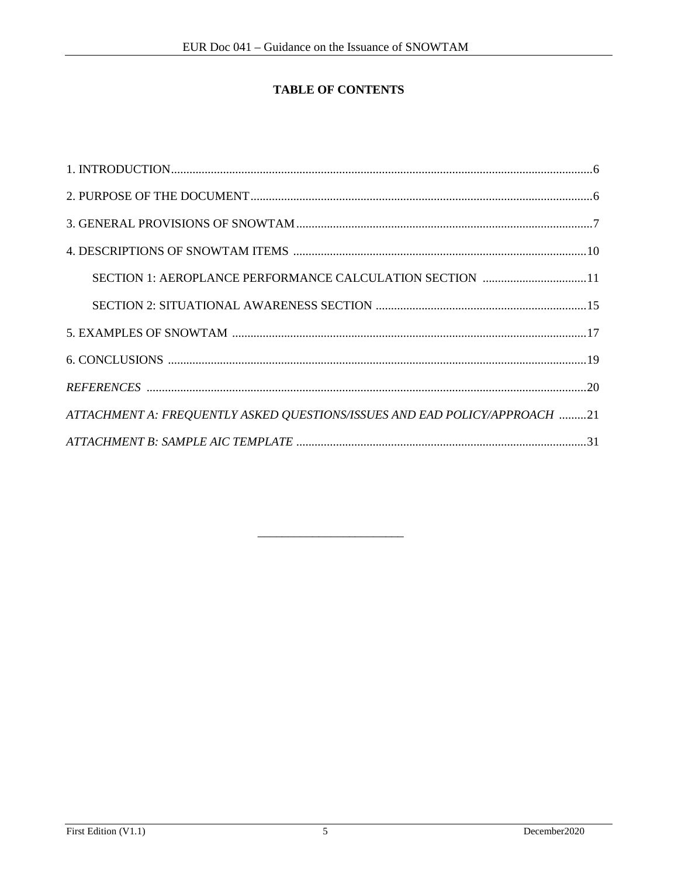**TABLE OF CONTENTS**

1. INTRODUCTION.........................................................................................................................................6

2. PURPOSE OF THE DOCUMENT...............................................................................................................6

3. GENERAL PROVISIONS OF SNOWTAM................................................................................................7

4. DESCRIPTIONS OF SNOWTAM ITEMS ...............................................................................................10

  SECTION 1: AEROPLANCE PERFORMANCE CALCULATION SECTION ..................................11

  SECTION 2: SITUATIONAL AWARENESS SECTION ....................................................................15

5. EXAMPLES OF SNOWTAM ...................................................................................................................17

6. CONCLUSIONS ........................................................................................................................................19

*REFERENCES* ..............................................................................................................................................20

*ATTACHMENT A: FREQUENTLY ASKED QUESTIONS/ISSUES AND EAD POLICY/APPROACH* .........21

*ATTACHMENT B: SAMPLE AIC TEMPLATE* .............................................................................................31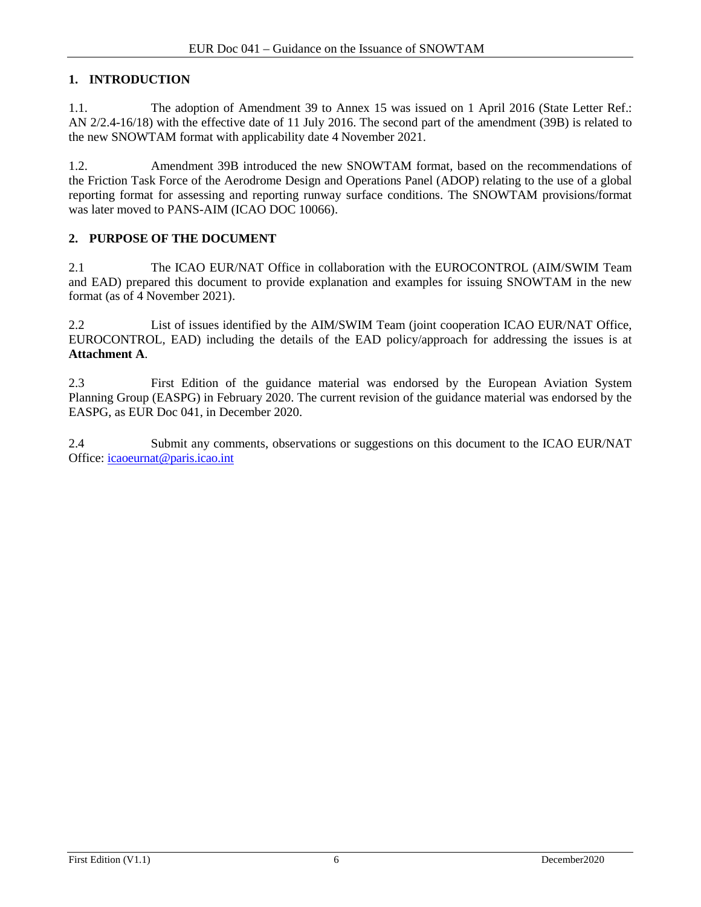## 1. INTRODUCTION

1.1. The adoption of Amendment 39 to Annex 15 was issued on 1 April 2016 (State Letter Ref.: AN 2/2.4-16/18) with the effective date of 11 July 2016. The second part of the amendment (39B) is related to the new SNOWTAM format with applicability date 4 November 2021.

1.2. Amendment 39B introduced the new SNOWTAM format, based on the recommendations of the Friction Task Force of the Aerodrome Design and Operations Panel (ADOP) relating to the use of a global reporting format for assessing and reporting runway surface conditions. The SNOWTAM provisions/format was later moved to PANS-AIM (ICAO DOC 10066).

## 2. PURPOSE OF THE DOCUMENT

2.1 The ICAO EUR/NAT Office in collaboration with the EUROCONTROL (AIM/SWIM Team and EAD) prepared this document to provide explanation and examples for issuing SNOWTAM in the new format (as of 4 November 2021).

2.2 List of issues identified by the AIM/SWIM Team (joint cooperation ICAO EUR/NAT Office, EUROCONTROL, EAD) including the details of the EAD policy/approach for addressing the issues is at **Attachment A**.

2.3 First Edition of the guidance material was endorsed by the European Aviation System Planning Group (EASPG) in February 2020. The current revision of the guidance material was endorsed by the EASPG, as EUR Doc 041, in December 2020.

2.4 Submit any comments, observations or suggestions on this document to the ICAO EUR/NAT Office: icaoeurnat@paris.icao.int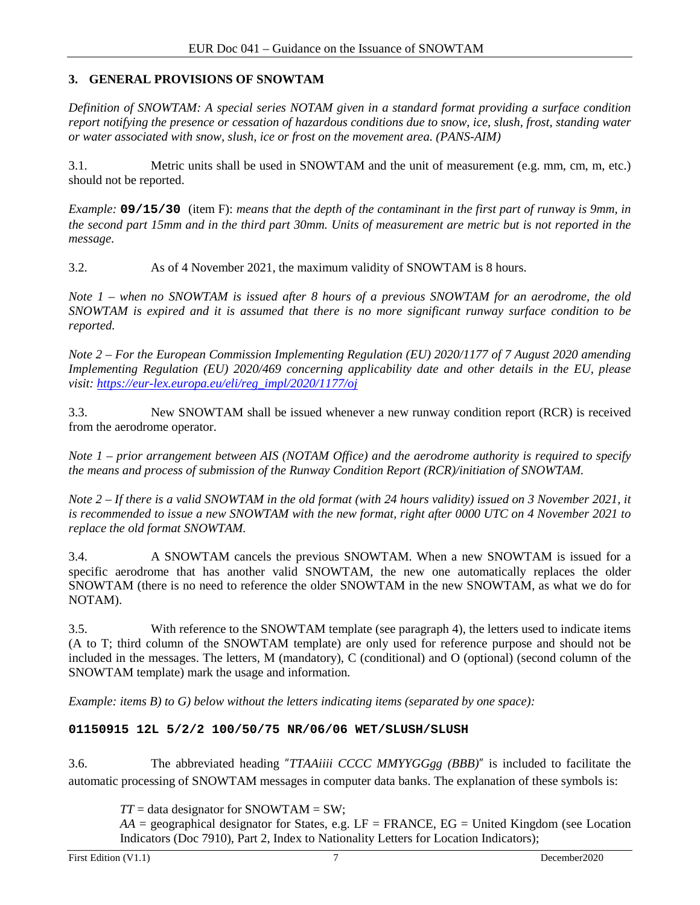## 3. GENERAL PROVISIONS OF SNOWTAM

*Definition of SNOWTAM: A special series NOTAM given in a standard format providing a surface condition report notifying the presence or cessation of hazardous conditions due to snow, ice, slush, frost, standing water or water associated with snow, slush, ice or frost on the movement area. (PANS-AIM)*

3.1. Metric units shall be used in SNOWTAM and the unit of measurement (e.g. mm, cm, m, etc.) should not be reported.

*Example:* **`09/15/30`** (item F): *means that the depth of the contaminant in the first part of runway is 9mm, in the second part 15mm and in the third part 30mm. Units of measurement are metric but is not reported in the message.*

3.2. As of 4 November 2021, the maximum validity of SNOWTAM is 8 hours.

*Note 1 – when no SNOWTAM is issued after 8 hours of a previous SNOWTAM for an aerodrome, the old SNOWTAM is expired and it is assumed that there is no more significant runway surface condition to be reported.*

*Note 2 – For the European Commission Implementing Regulation (EU) 2020/1177 of 7 August 2020 amending Implementing Regulation (EU) 2020/469 concerning applicability date and other details in the EU, please visit: [https://eur-lex.europa.eu/eli/reg_impl/2020/1177/oj](https://eur-lex.europa.eu/eli/reg_impl/2020/1177/oj)*

3.3. New SNOWTAM shall be issued whenever a new runway condition report (RCR) is received from the aerodrome operator.

*Note 1 – prior arrangement between AIS (NOTAM Office) and the aerodrome authority is required to specify the means and process of submission of the Runway Condition Report (RCR)/initiation of SNOWTAM.*

*Note 2 – If there is a valid SNOWTAM in the old format (with 24 hours validity) issued on 3 November 2021, it is recommended to issue a new SNOWTAM with the new format, right after 0000 UTC on 4 November 2021 to replace the old format SNOWTAM.*

3.4. A SNOWTAM cancels the previous SNOWTAM. When a new SNOWTAM is issued for a specific aerodrome that has another valid SNOWTAM, the new one automatically replaces the older SNOWTAM (there is no need to reference the older SNOWTAM in the new SNOWTAM, as what we do for NOTAM).

3.5. With reference to the SNOWTAM template (see paragraph 4), the letters used to indicate items (A to T; third column of the SNOWTAM template) are only used for reference purpose and should not be included in the messages. The letters, M (mandatory), C (conditional) and O (optional) (second column of the SNOWTAM template) mark the usage and information.

*Example: items B) to G) below without the letters indicating items (separated by one space):*

**`01150915 12L 5/2/2 100/50/75 NR/06/06 WET/SLUSH/SLUSH`**

3.6. The abbreviated heading ″*TTAAiiii CCCC MMYYGGgg (BBB)*″ is included to facilitate the automatic processing of SNOWTAM messages in computer data banks. The explanation of these symbols is:

*TT* = data designator for SNOWTAM = SW;
*AA* = geographical designator for States, e.g. LF = FRANCE, EG = United Kingdom (see Location Indicators (Doc 7910), Part 2, Index to Nationality Letters for Location Indicators);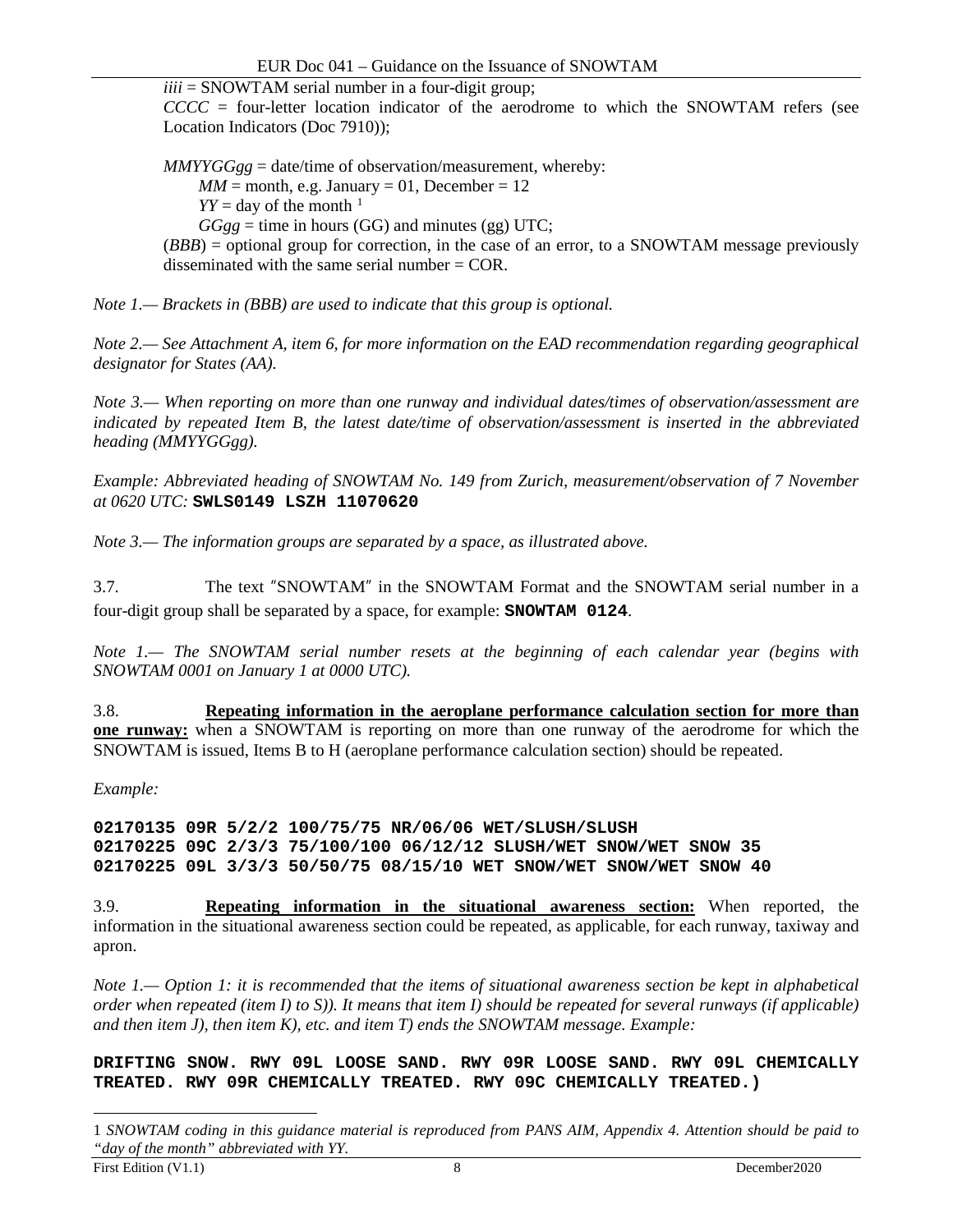*iiii* = SNOWTAM serial number in a four-digit group;

*CCCC* = four-letter location indicator of the aerodrome to which the SNOWTAM refers (see Location Indicators (Doc 7910));

*MMYYGGgg* = date/time of observation/measurement, whereby:

*MM* = month, e.g. January = 01, December = 12

*YY* = day of the month [1]

*GGgg* = time in hours (GG) and minutes (gg) UTC;

(*BBB*) = optional group for correction, in the case of an error, to a SNOWTAM message previously disseminated with the same serial number = COR.

*Note 1.— Brackets in (BBB) are used to indicate that this group is optional.*

*Note 2.— See Attachment A, item 6, for more information on the EAD recommendation regarding geographical designator for States (AA).*

*Note 3.— When reporting on more than one runway and individual dates/times of observation/assessment are indicated by repeated Item B, the latest date/time of observation/assessment is inserted in the abbreviated heading (MMYYGGgg).*

*Example: Abbreviated heading of SNOWTAM No. 149 from Zurich, measurement/observation of 7 November at 0620 UTC:* **SWLS0149 LSZH 11070620**

*Note 3.— The information groups are separated by a space, as illustrated above.*

3.7. The text ″SNOWTAM″ in the SNOWTAM Format and the SNOWTAM serial number in a four-digit group shall be separated by a space, for example: **SNOWTAM 0124**.

*Note 1.— The SNOWTAM serial number resets at the beginning of each calendar year (begins with SNOWTAM 0001 on January 1 at 0000 UTC).*

3.8. **Repeating information in the aeroplane performance calculation section for more than one runway:** when a SNOWTAM is reporting on more than one runway of the aerodrome for which the SNOWTAM is issued, Items B to H (aeroplane performance calculation section) should be repeated.

*Example:*

```
02170135 09R 5/2/2 100/75/75 NR/06/06 WET/SLUSH/SLUSH
02170225 09C 2/3/3 75/100/100 06/12/12 SLUSH/WET SNOW/WET SNOW 35
02170225 09L 3/3/3 50/50/75 08/15/10 WET SNOW/WET SNOW/WET SNOW 40
```

3.9. **Repeating information in the situational awareness section:** When reported, the information in the situational awareness section could be repeated, as applicable, for each runway, taxiway and apron.

*Note 1.— Option 1: it is recommended that the items of situational awareness section be kept in alphabetical order when repeated (item I) to S)). It means that item I) should be repeated for several runways (if applicable) and then item J), then item K), etc. and item T) ends the SNOWTAM message. Example:*

```
DRIFTING SNOW. RWY 09L LOOSE SAND. RWY 09R LOOSE SAND. RWY 09L CHEMICALLY
TREATED. RWY 09R CHEMICALLY TREATED. RWY 09C CHEMICALLY TREATED.)
```

---

[1] *SNOWTAM coding in this guidance material is reproduced from PANS AIM, Appendix 4. Attention should be paid to "day of the month" abbreviated with YY.*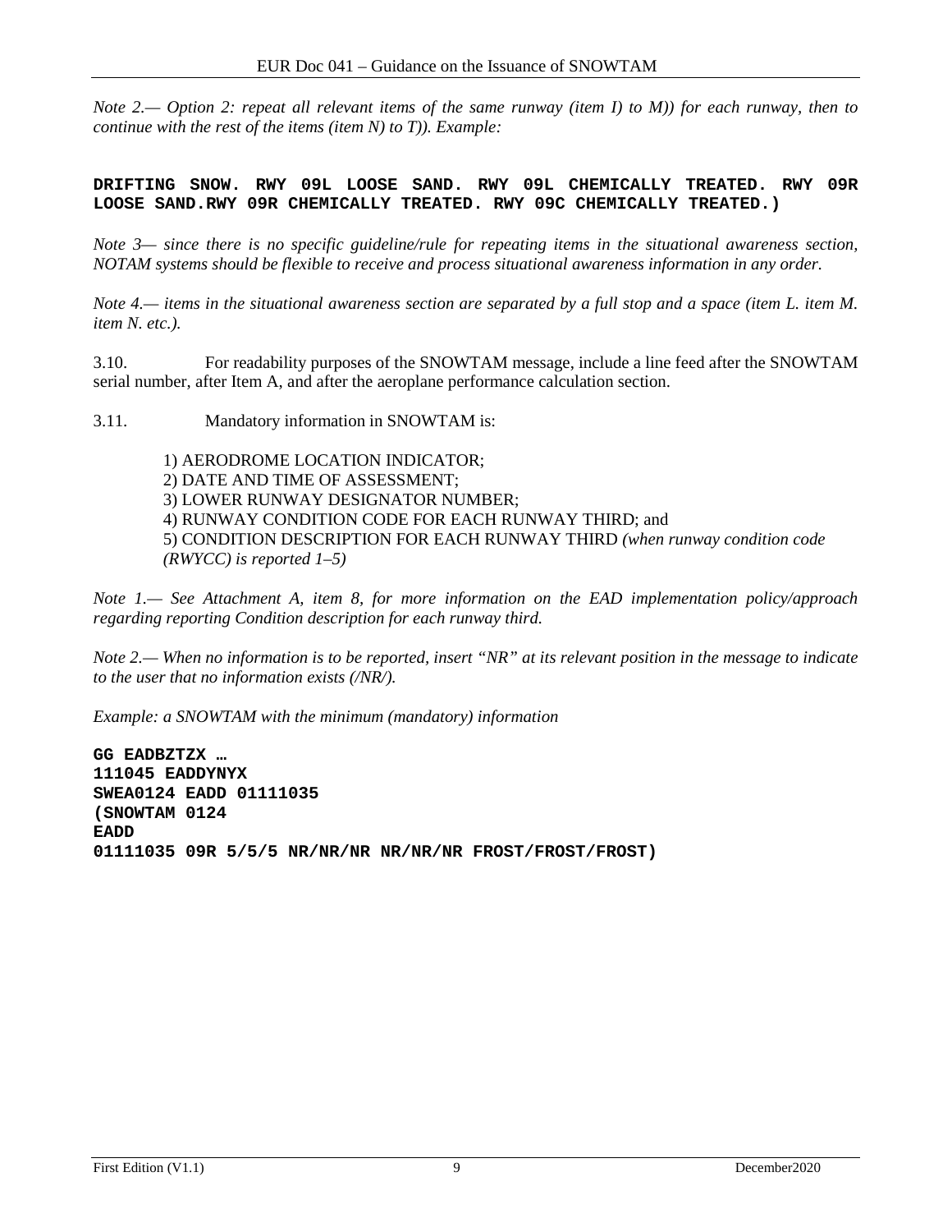*Note 2.— Option 2: repeat all relevant items of the same runway (item I) to M)) for each runway, then to continue with the rest of the items (item N) to T)). Example:*

```
DRIFTING SNOW. RWY 09L LOOSE SAND. RWY 09L CHEMICALLY TREATED. RWY 09R
LOOSE SAND.RWY 09R CHEMICALLY TREATED. RWY 09C CHEMICALLY TREATED.)
```

*Note 3— since there is no specific guideline/rule for repeating items in the situational awareness section, NOTAM systems should be flexible to receive and process situational awareness information in any order.*

*Note 4.— items in the situational awareness section are separated by a full stop and a space (item L. item M. item N. etc.).*

3.10. For readability purposes of the SNOWTAM message, include a line feed after the SNOWTAM serial number, after Item A, and after the aeroplane performance calculation section.

3.11. Mandatory information in SNOWTAM is:

1) AERODROME LOCATION INDICATOR;
2) DATE AND TIME OF ASSESSMENT;
3) LOWER RUNWAY DESIGNATOR NUMBER;
4) RUNWAY CONDITION CODE FOR EACH RUNWAY THIRD; and
5) CONDITION DESCRIPTION FOR EACH RUNWAY THIRD *(when runway condition code (RWYCC) is reported 1–5)*

*Note 1.— See Attachment A, item 8, for more information on the EAD implementation policy/approach regarding reporting Condition description for each runway third.*

*Note 2.— When no information is to be reported, insert "NR" at its relevant position in the message to indicate to the user that no information exists (/NR/).*

*Example: a SNOWTAM with the minimum (mandatory) information*

```
GG EADBZTZX …
111045 EADDYNYX
SWEA0124 EADD 01111035
(SNOWTAM 0124
EADD
01111035 09R 5/5/5 NR/NR/NR NR/NR/NR FROST/FROST/FROST)
```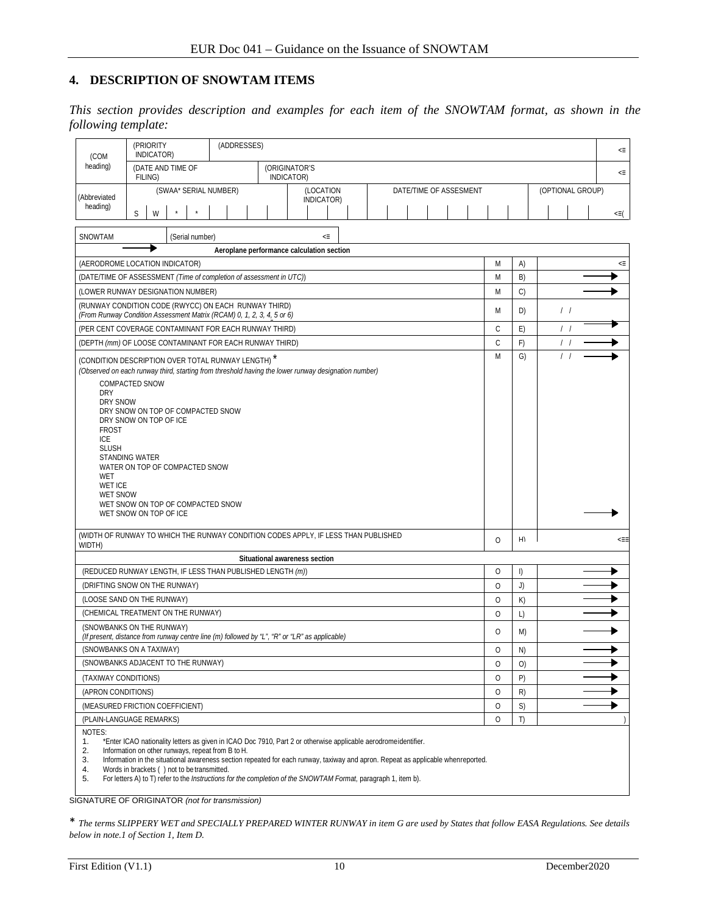## 4. DESCRIPTION OF SNOWTAM ITEMS

*This section provides description and examples for each item of the SNOWTAM format, as shown in the following template:*

| (COM heading) | (PRIORITY INDICATOR) | (ADDRESSES) | | | <≡ |
|---|---|---|---|---|---|
| | (DATE AND TIME OF FILING) | (ORIGINATOR'S INDICATOR) | | | <≡ |
| (Abbreviated heading) | (SWAA* SERIAL NUMBER) S W * * | (LOCATION INDICATOR) | DATE/TIME OF ASSESMENT | (OPTIONAL GROUP) | <≡( |

| SNOWTAM | (Serial number) | <≡ |
|---|---|---|

| | | | |
|---|---|---|---|
| **Aeroplane performance calculation section** | | | |
| (AERODROME LOCATION INDICATOR) | M | A) | <≡ |
| (DATE/TIME OF ASSESSMENT *(Time of completion of assessment in UTC)*) | M | B) | → |
| (LOWER RUNWAY DESIGNATION NUMBER) | M | C) | → |
| (RUNWAY CONDITION CODE (RWYCC) ON EACH RUNWAY THIRD) *(From Runway Condition Assessment Matrix (RCAM) 0, 1, 2, 3, 4, 5 or 6)* | M | D) | / / → |
| (PER CENT COVERAGE CONTAMINANT FOR EACH RUNWAY THIRD) | C | E) | / / → |
| (DEPTH *(mm)* OF LOOSE CONTAMINANT FOR EACH RUNWAY THIRD) | C | F) | / / → |
| (CONDITION DESCRIPTION OVER TOTAL RUNWAY LENGTH) * *(Observed on each runway third, starting from threshold having the lower runway designation number)* COMPACTED SNOW; DRY; DRY SNOW; DRY SNOW ON TOP OF COMPACTED SNOW; DRY SNOW ON TOP OF ICE; FROST; ICE; SLUSH; STANDING WATER; WATER ON TOP OF COMPACTED SNOW; WET; WET ICE; WET SNOW; WET SNOW ON TOP OF COMPACTED SNOW; WET SNOW ON TOP OF ICE | M | G) | / / → |
| (WIDTH OF RUNWAY TO WHICH THE RUNWAY CONDITION CODES APPLY, IF LESS THAN PUBLISHED WIDTH) | O | H) | <≡≡ |
| **Situational awareness section** | | | |
| (REDUCED RUNWAY LENGTH, IF LESS THAN PUBLISHED LENGTH *(m)*) | O | I) | → |
| (DRIFTING SNOW ON THE RUNWAY) | O | J) | → |
| (LOOSE SAND ON THE RUNWAY) | O | K) | → |
| (CHEMICAL TREATMENT ON THE RUNWAY) | O | L) | → |
| (SNOWBANKS ON THE RUNWAY) *(If present, distance from runway centre line (m) followed by "L", "R" or "LR" as applicable)* | O | M) | → |
| (SNOWBANKS ON A TAXIWAY) | O | N) | → |
| (SNOWBANKS ADJACENT TO THE RUNWAY) | O | O) | → |
| (TAXIWAY CONDITIONS) | O | P) | → |
| (APRON CONDITIONS) | O | R) | → |
| (MEASURED FRICTION COEFFICIENT) | O | S) | → |
| (PLAIN-LANGUAGE REMARKS) | O | T) | ) |

NOTES:
1. *Enter ICAO nationality letters as given in ICAO Doc 7910, Part 2 or otherwise applicable aerodrome identifier.
2. Information on other runways, repeat from B to H.
3. Information in the situational awareness section repeated for each runway, taxiway and apron. Repeat as applicable when reported.
4. Words in brackets ( ) not to be transmitted.
5. For letters A) to T) refer to the *Instructions for the completion of the SNOWTAM Format*, paragraph 1, item b).

SIGNATURE OF ORIGINATOR *(not for transmission)*

\* *The terms SLIPPERY WET and SPECIALLY PREPARED WINTER RUNWAY in item G are used by States that follow EASA Regulations. See details below in note.1 of Section 1, Item D.*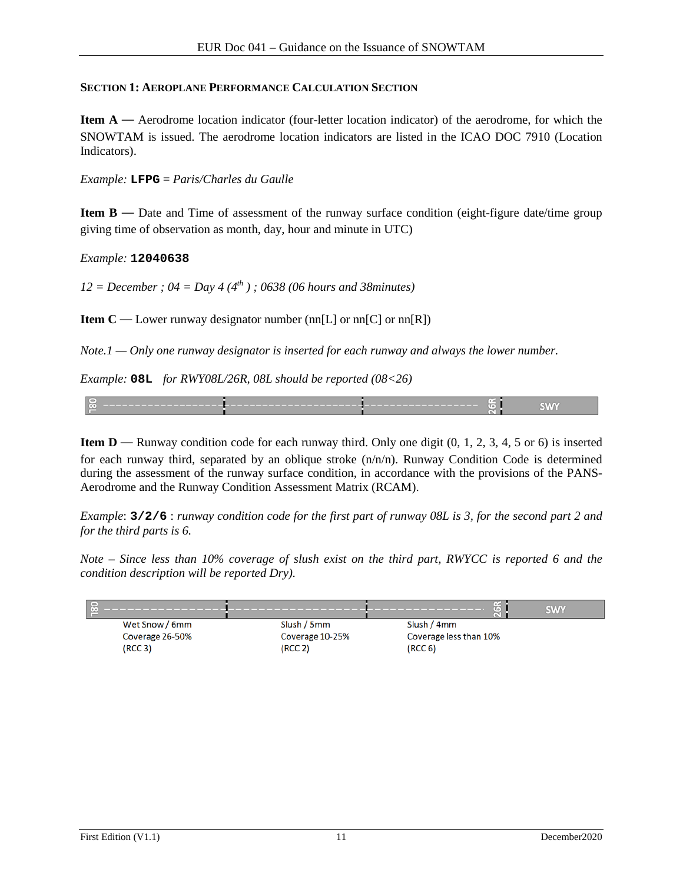**SECTION 1: AEROPLANE PERFORMANCE CALCULATION SECTION**

**Item A** — Aerodrome location indicator (four-letter location indicator) of the aerodrome, for which the SNOWTAM is issued. The aerodrome location indicators are listed in the ICAO DOC 7910 (Location Indicators).

*Example:* **LFPG** = *Paris/Charles du Gaulle*

**Item B** — Date and Time of assessment of the runway surface condition (eight-figure date/time group giving time of observation as month, day, hour and minute in UTC)

*Example:* **12040638**

*12 = December ; 04 = Day 4 (4th ) ; 0638 (06 hours and 38minutes)*

**Item C** — Lower runway designator number (nn[L] or nn[C] or nn[R])

*Note.1 — Only one runway designator is inserted for each runway and always the lower number.*

*Example:* **08L** *for RWY08L/26R, 08L should be reported (08<26)*

08L | 26R | SWY

**Item D** — Runway condition code for each runway third. Only one digit (0, 1, 2, 3, 4, 5 or 6) is inserted for each runway third, separated by an oblique stroke (n/n/n). Runway Condition Code is determined during the assessment of the runway surface condition, in accordance with the provisions of the PANS-Aerodrome and the Runway Condition Assessment Matrix (RCAM).

*Example*: **3/2/6** : *runway condition code for the first part of runway 08L is 3, for the second part 2 and for the third parts is 6.*

*Note – Since less than 10% coverage of slush exist on the third part, RWYCC is reported 6 and the condition description will be reported Dry).*

08L | 26R | SWY

| Wet Snow / 6mm | Slush / 5mm | Slush / 4mm |
|---|---|---|
| Coverage 26-50% | Coverage 10-25% | Coverage less than 10% |
| (RCC 3) | (RCC 2) | (RCC 6) |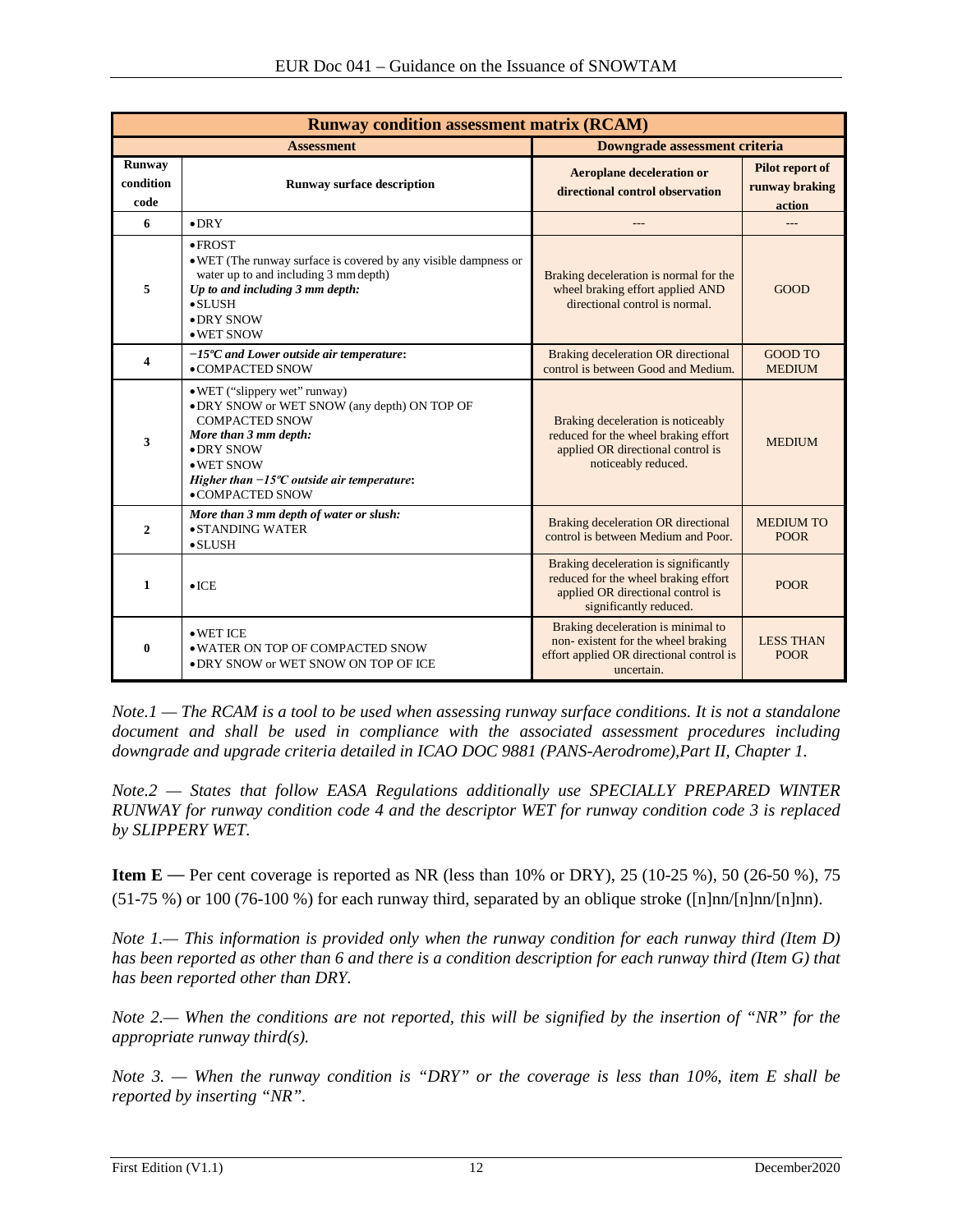| Runway condition assessment matrix (RCAM) | | | |
|---|---|---|---|
| **Assessment** | | **Downgrade assessment criteria** | |
| **Runway condition code** | **Runway surface description** | **Aeroplane deceleration or directional control observation** | **Pilot report of runway braking action** |
| **6** | • DRY | --- | --- |
| **5** | • FROST<br>• WET (The runway surface is covered by any visible dampness or water up to and including 3 mm depth)<br>***Up to and including 3 mm depth:***<br>• SLUSH<br>• DRY SNOW<br>• WET SNOW | Braking deceleration is normal for the wheel braking effort applied AND directional control is normal. | GOOD |
| **4** | ***−15ºC and Lower outside air temperature:***<br>• COMPACTED SNOW | Braking deceleration OR directional control is between Good and Medium. | GOOD TO MEDIUM |
| **3** | • WET ("slippery wet" runway)<br>• DRY SNOW or WET SNOW (any depth) ON TOP OF COMPACTED SNOW<br>***More than 3 mm depth:***<br>• DRY SNOW<br>• WET SNOW<br>***Higher than −15ºC outside air temperature:***<br>• COMPACTED SNOW | Braking deceleration is noticeably reduced for the wheel braking effort applied OR directional control is noticeably reduced. | MEDIUM |
| **2** | ***More than 3 mm depth of water or slush:***<br>• STANDING WATER<br>• SLUSH | Braking deceleration OR directional control is between Medium and Poor. | MEDIUM TO POOR |
| **1** | • ICE | Braking deceleration is significantly reduced for the wheel braking effort applied OR directional control is significantly reduced. | POOR |
| **0** | • WET ICE<br>• WATER ON TOP OF COMPACTED SNOW<br>• DRY SNOW or WET SNOW ON TOP OF ICE | Braking deceleration is minimal to non- existent for the wheel braking effort applied OR directional control is uncertain. | LESS THAN POOR |

*Note.1 — The RCAM is a tool to be used when assessing runway surface conditions. It is not a standalone document and shall be used in compliance with the associated assessment procedures including downgrade and upgrade criteria detailed in ICAO DOC 9881 (PANS-Aerodrome),Part II, Chapter 1.*

*Note.2 — States that follow EASA Regulations additionally use SPECIALLY PREPARED WINTER RUNWAY for runway condition code 4 and the descriptor WET for runway condition code 3 is replaced by SLIPPERY WET.*

**Item E —** Per cent coverage is reported as NR (less than 10% or DRY), 25 (10-25 %), 50 (26-50 %), 75 (51-75 %) or 100 (76-100 %) for each runway third, separated by an oblique stroke ([n]nn/[n]nn/[n]nn).

*Note 1.— This information is provided only when the runway condition for each runway third (Item D) has been reported as other than 6 and there is a condition description for each runway third (Item G) that has been reported other than DRY.*

*Note 2.— When the conditions are not reported, this will be signified by the insertion of "NR" for the appropriate runway third(s).*

*Note 3. — When the runway condition is "DRY" or the coverage is less than 10%, item E shall be reported by inserting "NR".*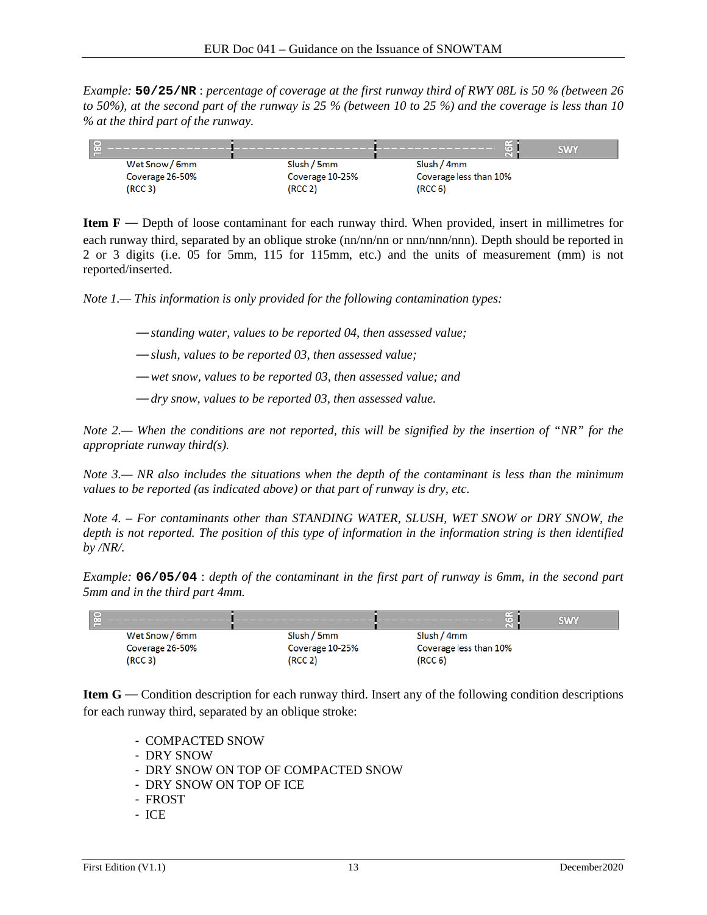*Example:* **`50/25/NR`** : *percentage of coverage at the first runway third of RWY 08L is 50 % (between 26 to 50%), at the second part of the runway is 25 % (between 10 to 25 %) and the coverage is less than 10 % at the third part of the runway.*

| 08L | | | 26R | SWY |
|---|---|---|---|---|
| | Wet Snow / 6mm<br>Coverage 26-50%<br>(RCC 3) | Slush / 5mm<br>Coverage 10-25%<br>(RCC 2) | Slush / 4mm<br>Coverage less than 10%<br>(RCC 6) | |

**Item F —** Depth of loose contaminant for each runway third. When provided, insert in millimetres for each runway third, separated by an oblique stroke (nn/nn/nn or nnn/nnn/nnn). Depth should be reported in 2 or 3 digits (i.e. 05 for 5mm, 115 for 115mm, etc.) and the units of measurement (mm) is not reported/inserted.

*Note 1.— This information is only provided for the following contamination types:*

- *standing water, values to be reported 04, then assessed value;*
- *slush, values to be reported 03, then assessed value;*
- *wet snow, values to be reported 03, then assessed value; and*
- *dry snow, values to be reported 03, then assessed value.*

*Note 2.— When the conditions are not reported, this will be signified by the insertion of "NR" for the appropriate runway third(s).*

*Note 3.— NR also includes the situations when the depth of the contaminant is less than the minimum values to be reported (as indicated above) or that part of runway is dry, etc.*

*Note 4. – For contaminants other than STANDING WATER, SLUSH, WET SNOW or DRY SNOW, the depth is not reported. The position of this type of information in the information string is then identified by /NR/.*

*Example:* **`06/05/04`** : *depth of the contaminant in the first part of runway is 6mm, in the second part 5mm and in the third part 4mm.*

| 08L | | | 26R | SWY |
|---|---|---|---|---|
| | Wet Snow / 6mm<br>Coverage 26-50%<br>(RCC 3) | Slush / 5mm<br>Coverage 10-25%<br>(RCC 2) | Slush / 4mm<br>Coverage less than 10%<br>(RCC 6) | |

**Item G —** Condition description for each runway third. Insert any of the following condition descriptions for each runway third, separated by an oblique stroke:

- COMPACTED SNOW
- DRY SNOW
- DRY SNOW ON TOP OF COMPACTED SNOW
- DRY SNOW ON TOP OF ICE
- FROST
- ICE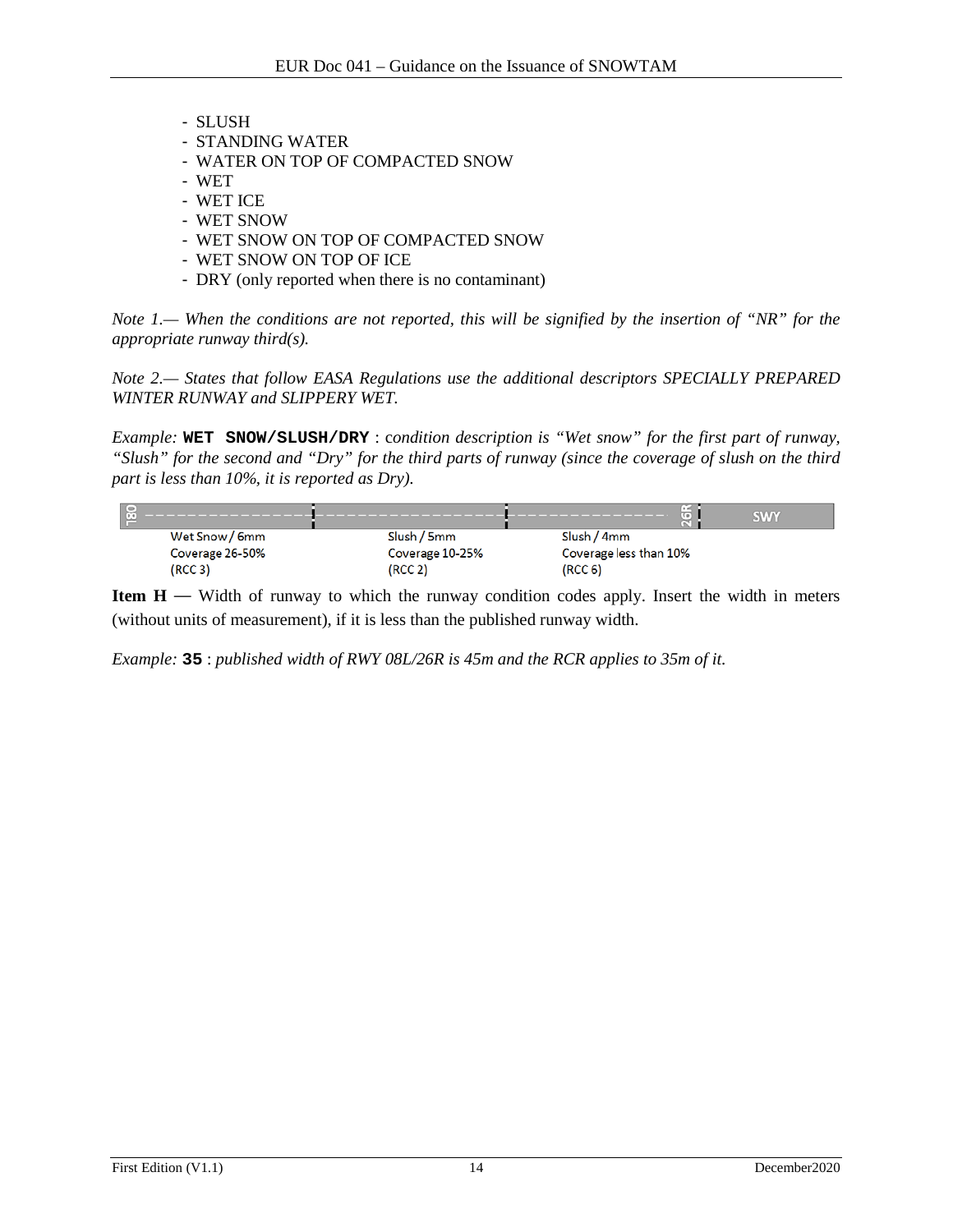- SLUSH
- STANDING WATER
- WATER ON TOP OF COMPACTED SNOW
- WET
- WET ICE
- WET SNOW
- WET SNOW ON TOP OF COMPACTED SNOW
- WET SNOW ON TOP OF ICE
- DRY (only reported when there is no contaminant)

*Note 1.— When the conditions are not reported, this will be signified by the insertion of "NR" for the appropriate runway third(s).*

*Note 2.— States that follow EASA Regulations use the additional descriptors SPECIALLY PREPARED WINTER RUNWAY and SLIPPERY WET.*

*Example:* **WET SNOW/SLUSH/DRY** : *condition description is "Wet snow" for the first part of runway, "Slush" for the second and "Dry" for the third parts of runway (since the coverage of slush on the third part is less than 10%, it is reported as Dry).*

| 08L | | 26R | SWY |
|---|---|---|---|
| Wet Snow / 6mm<br>Coverage 26-50%<br>(RCC 3) | Slush / 5mm<br>Coverage 10-25%<br>(RCC 2) | Slush / 4mm<br>Coverage less than 10%<br>(RCC 6) | |

**Item H —** Width of runway to which the runway condition codes apply. Insert the width in meters (without units of measurement), if it is less than the published runway width.

*Example:* **35** : *published width of RWY 08L/26R is 45m and the RCR applies to 35m of it.*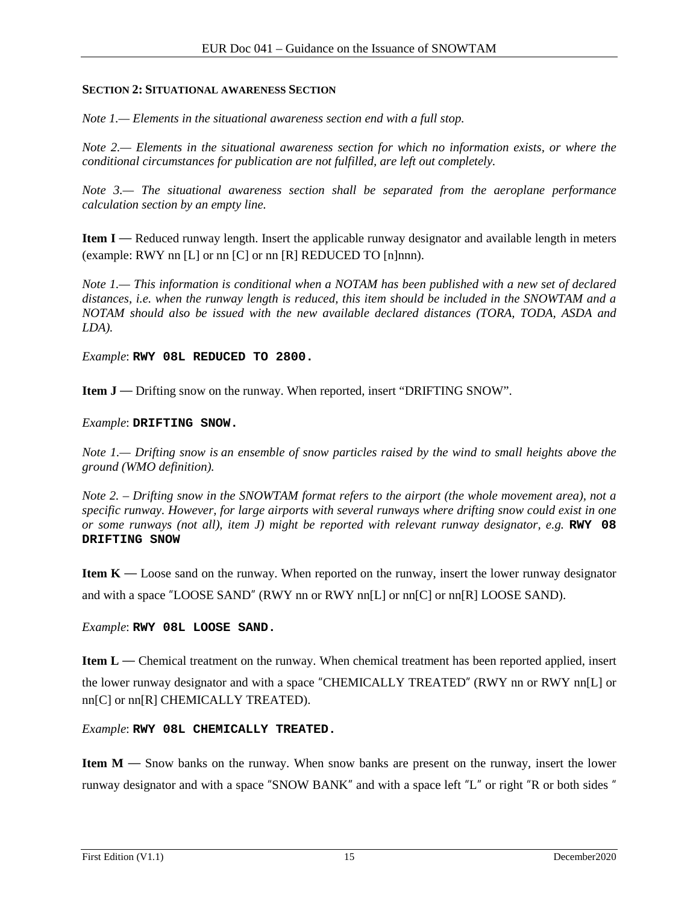**SECTION 2: SITUATIONAL AWARENESS SECTION**

*Note 1.— Elements in the situational awareness section end with a full stop.*

*Note 2.— Elements in the situational awareness section for which no information exists, or where the conditional circumstances for publication are not fulfilled, are left out completely.*

*Note 3.— The situational awareness section shall be separated from the aeroplane performance calculation section by an empty line.*

**Item I —** Reduced runway length. Insert the applicable runway designator and available length in meters (example: RWY nn [L] or nn [C] or nn [R] REDUCED TO [n]nnn).

*Note 1.— This information is conditional when a NOTAM has been published with a new set of declared distances, i.e. when the runway length is reduced, this item should be included in the SNOWTAM and a NOTAM should also be issued with the new available declared distances (TORA, TODA, ASDA and LDA).*

*Example*: **`RWY 08L REDUCED TO 2800.`**

**Item J —** Drifting snow on the runway. When reported, insert "DRIFTING SNOW".

*Example*: **`DRIFTING SNOW.`**

*Note 1.— Drifting snow is an ensemble of snow particles raised by the wind to small heights above the ground (WMO definition).*

*Note 2. – Drifting snow in the SNOWTAM format refers to the airport (the whole movement area), not a specific runway. However, for large airports with several runways where drifting snow could exist in one or some runways (not all), item J) might be reported with relevant runway designator, e.g.* **`RWY 08 DRIFTING SNOW`**

**Item K —** Loose sand on the runway. When reported on the runway, insert the lower runway designator and with a space ″LOOSE SAND″ (RWY nn or RWY nn[L] or nn[C] or nn[R] LOOSE SAND).

*Example*: **`RWY 08L LOOSE SAND.`**

**Item L —** Chemical treatment on the runway. When chemical treatment has been reported applied, insert the lower runway designator and with a space ″CHEMICALLY TREATED″ (RWY nn or RWY nn[L] or nn[C] or nn[R] CHEMICALLY TREATED).

*Example*: **`RWY 08L CHEMICALLY TREATED.`**

**Item M —** Snow banks on the runway. When snow banks are present on the runway, insert the lower runway designator and with a space ″SNOW BANK″ and with a space left ″L″ or right ″R or both sides ″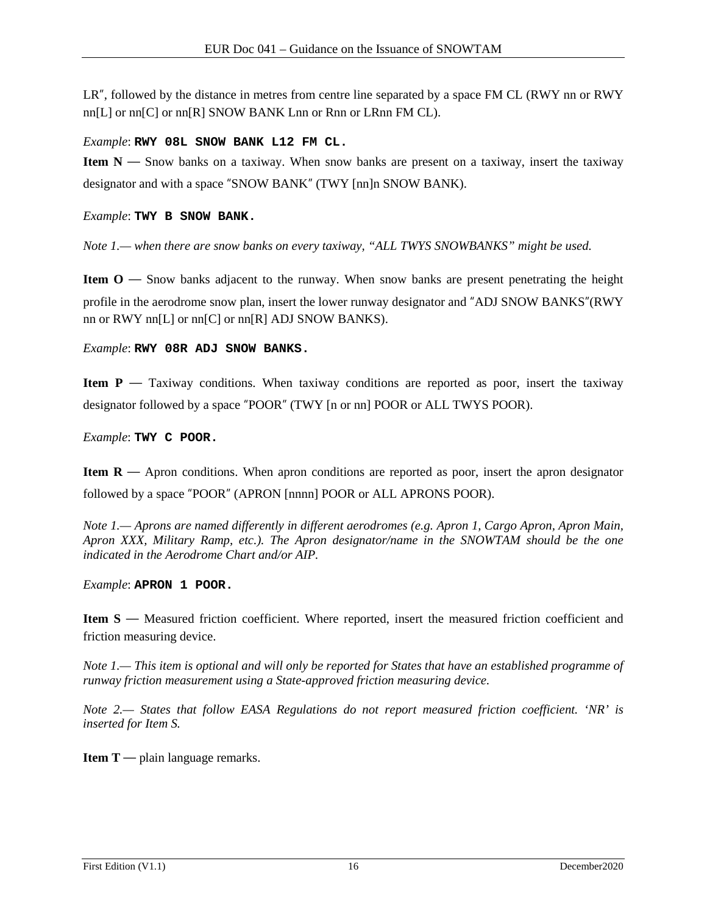LR″, followed by the distance in metres from centre line separated by a space FM CL (RWY nn or RWY nn[L] or nn[C] or nn[R] SNOW BANK Lnn or Rnn or LRnn FM CL).

*Example*: **RWY 08L SNOW BANK L12 FM CL.**

**Item N —** Snow banks on a taxiway. When snow banks are present on a taxiway, insert the taxiway designator and with a space ″SNOW BANK″ (TWY [nn]n SNOW BANK).

*Example*: **TWY B SNOW BANK.**

*Note 1.— when there are snow banks on every taxiway, "ALL TWYS SNOWBANKS" might be used.*

**Item O —** Snow banks adjacent to the runway. When snow banks are present penetrating the height profile in the aerodrome snow plan, insert the lower runway designator and ″ADJ SNOW BANKS″(RWY nn or RWY nn[L] or nn[C] or nn[R] ADJ SNOW BANKS).

*Example*: **RWY 08R ADJ SNOW BANKS.**

**Item P —** Taxiway conditions. When taxiway conditions are reported as poor, insert the taxiway designator followed by a space ″POOR″ (TWY [n or nn] POOR or ALL TWYS POOR).

*Example*: **TWY C POOR.**

**Item R —** Apron conditions. When apron conditions are reported as poor, insert the apron designator followed by a space ″POOR″ (APRON [nnnn] POOR or ALL APRONS POOR).

*Note 1.— Aprons are named differently in different aerodromes (e.g. Apron 1, Cargo Apron, Apron Main, Apron XXX, Military Ramp, etc.). The Apron designator/name in the SNOWTAM should be the one indicated in the Aerodrome Chart and/or AIP.*

*Example*: **APRON 1 POOR.**

**Item S —** Measured friction coefficient. Where reported, insert the measured friction coefficient and friction measuring device.

*Note 1.— This item is optional and will only be reported for States that have an established programme of runway friction measurement using a State-approved friction measuring device.*

*Note 2.— States that follow EASA Regulations do not report measured friction coefficient. 'NR' is inserted for Item S.*

**Item T —** plain language remarks.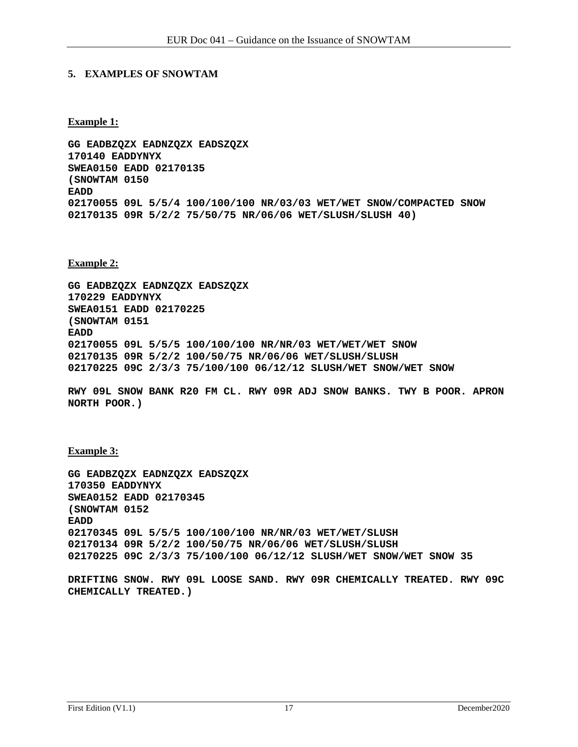## 5. EXAMPLES OF SNOWTAM

**Example 1:**

```
GG EADBZQZX EADNZQZX EADSZQZX
170140 EADDYNYX
SWEA0150 EADD 02170135
(SNOWTAM 0150
EADD
02170055 09L 5/5/4 100/100/100 NR/03/03 WET/WET SNOW/COMPACTED SNOW
02170135 09R 5/2/2 75/50/75 NR/06/06 WET/SLUSH/SLUSH 40)
```

**Example 2:**

```
GG EADBZQZX EADNZQZX EADSZQZX
170229 EADDYNYX
SWEA0151 EADD 02170225
(SNOWTAM 0151
EADD
02170055 09L 5/5/5 100/100/100 NR/NR/03 WET/WET/WET SNOW
02170135 09R 5/2/2 100/50/75 NR/06/06 WET/SLUSH/SLUSH
02170225 09C 2/3/3 75/100/100 06/12/12 SLUSH/WET SNOW/WET SNOW

RWY 09L SNOW BANK R20 FM CL. RWY 09R ADJ SNOW BANKS. TWY B POOR. APRON
NORTH POOR.)
```

**Example 3:**

```
GG EADBZQZX EADNZQZX EADSZQZX
170350 EADDYNYX
SWEA0152 EADD 02170345
(SNOWTAM 0152
EADD
02170345 09L 5/5/5 100/100/100 NR/NR/03 WET/WET/SLUSH
02170134 09R 5/2/2 100/50/75 NR/06/06 WET/SLUSH/SLUSH
02170225 09C 2/3/3 75/100/100 06/12/12 SLUSH/WET SNOW/WET SNOW 35

DRIFTING SNOW. RWY 09L LOOSE SAND. RWY 09R CHEMICALLY TREATED. RWY 09C
CHEMICALLY TREATED.)
```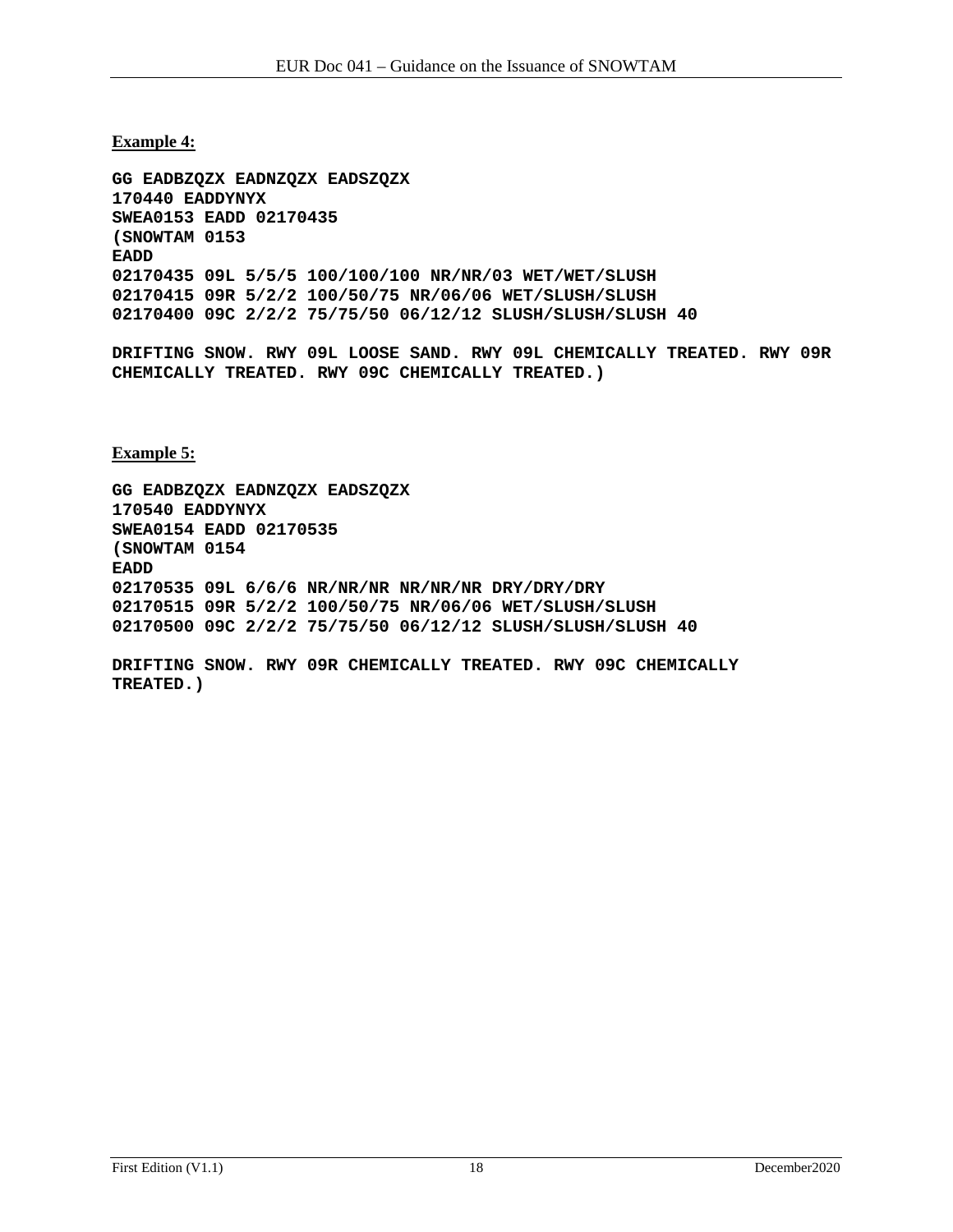**Example 4:**

```
GG EADBZQZX EADNZQZX EADSZQZX
170440 EADDYNYX
SWEA0153 EADD 02170435
(SNOWTAM 0153
EADD
02170435 09L 5/5/5 100/100/100 NR/NR/03 WET/WET/SLUSH
02170415 09R 5/2/2 100/50/75 NR/06/06 WET/SLUSH/SLUSH
02170400 09C 2/2/2 75/75/50 06/12/12 SLUSH/SLUSH/SLUSH 40

DRIFTING SNOW. RWY 09L LOOSE SAND. RWY 09L CHEMICALLY TREATED. RWY 09R
CHEMICALLY TREATED. RWY 09C CHEMICALLY TREATED.)
```

**Example 5:**

```
GG EADBZQZX EADNZQZX EADSZQZX
170540 EADDYNYX
SWEA0154 EADD 02170535
(SNOWTAM 0154
EADD
02170535 09L 6/6/6 NR/NR/NR NR/NR/NR DRY/DRY/DRY
02170515 09R 5/2/2 100/50/75 NR/06/06 WET/SLUSH/SLUSH
02170500 09C 2/2/2 75/75/50 06/12/12 SLUSH/SLUSH/SLUSH 40

DRIFTING SNOW. RWY 09R CHEMICALLY TREATED. RWY 09C CHEMICALLY
TREATED.)
```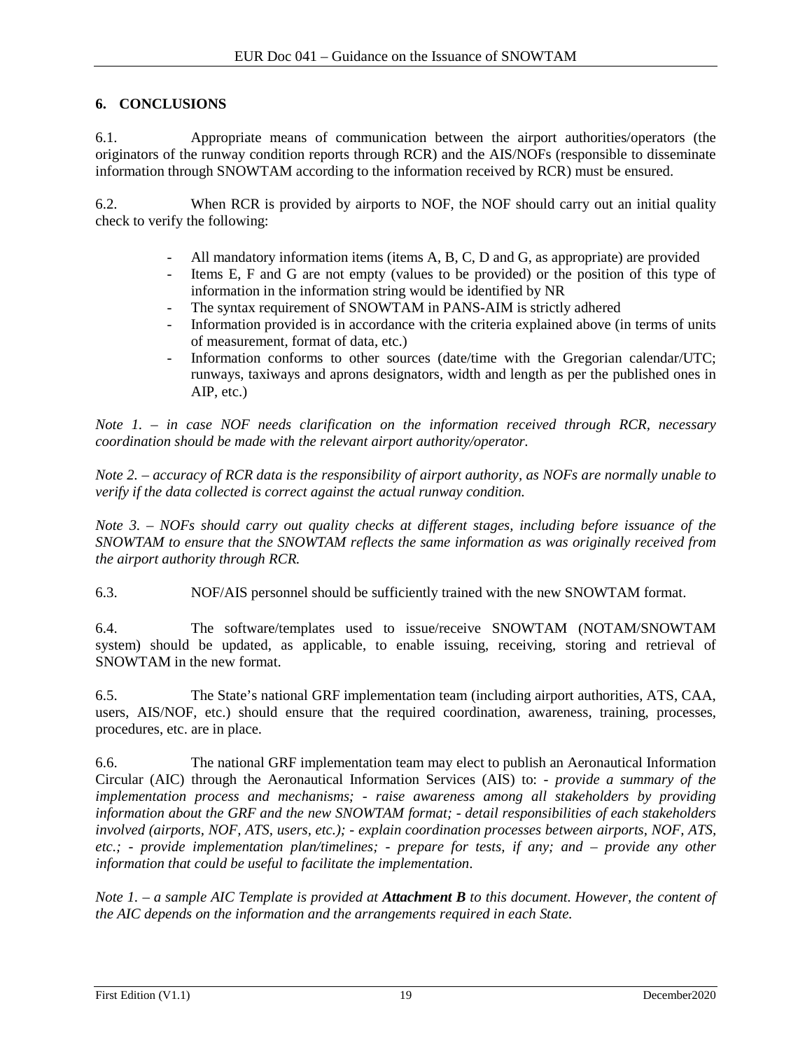## 6. CONCLUSIONS

6.1. Appropriate means of communication between the airport authorities/operators (the originators of the runway condition reports through RCR) and the AIS/NOFs (responsible to disseminate information through SNOWTAM according to the information received by RCR) must be ensured.

6.2. When RCR is provided by airports to NOF, the NOF should carry out an initial quality check to verify the following:

- All mandatory information items (items A, B, C, D and G, as appropriate) are provided
- Items E, F and G are not empty (values to be provided) or the position of this type of information in the information string would be identified by NR
- The syntax requirement of SNOWTAM in PANS-AIM is strictly adhered
- Information provided is in accordance with the criteria explained above (in terms of units of measurement, format of data, etc.)
- Information conforms to other sources (date/time with the Gregorian calendar/UTC; runways, taxiways and aprons designators, width and length as per the published ones in AIP, etc.)

*Note 1. – in case NOF needs clarification on the information received through RCR, necessary coordination should be made with the relevant airport authority/operator.*

*Note 2. – accuracy of RCR data is the responsibility of airport authority, as NOFs are normally unable to verify if the data collected is correct against the actual runway condition.*

*Note 3. – NOFs should carry out quality checks at different stages, including before issuance of the SNOWTAM to ensure that the SNOWTAM reflects the same information as was originally received from the airport authority through RCR.*

6.3. NOF/AIS personnel should be sufficiently trained with the new SNOWTAM format.

6.4. The software/templates used to issue/receive SNOWTAM (NOTAM/SNOWTAM system) should be updated, as applicable, to enable issuing, receiving, storing and retrieval of SNOWTAM in the new format.

6.5. The State's national GRF implementation team (including airport authorities, ATS, CAA, users, AIS/NOF, etc.) should ensure that the required coordination, awareness, training, processes, procedures, etc. are in place.

6.6. The national GRF implementation team may elect to publish an Aeronautical Information Circular (AIC) through the Aeronautical Information Services (AIS) to: *- provide a summary of the implementation process and mechanisms; - raise awareness among all stakeholders by providing information about the GRF and the new SNOWTAM format; - detail responsibilities of each stakeholders involved (airports, NOF, ATS, users, etc.); - explain coordination processes between airports, NOF, ATS, etc.; - provide implementation plan/timelines; - prepare for tests, if any; and – provide any other information that could be useful to facilitate the implementation.*

*Note 1. – a sample AIC Template is provided at **Attachment B** to this document. However, the content of the AIC depends on the information and the arrangements required in each State.*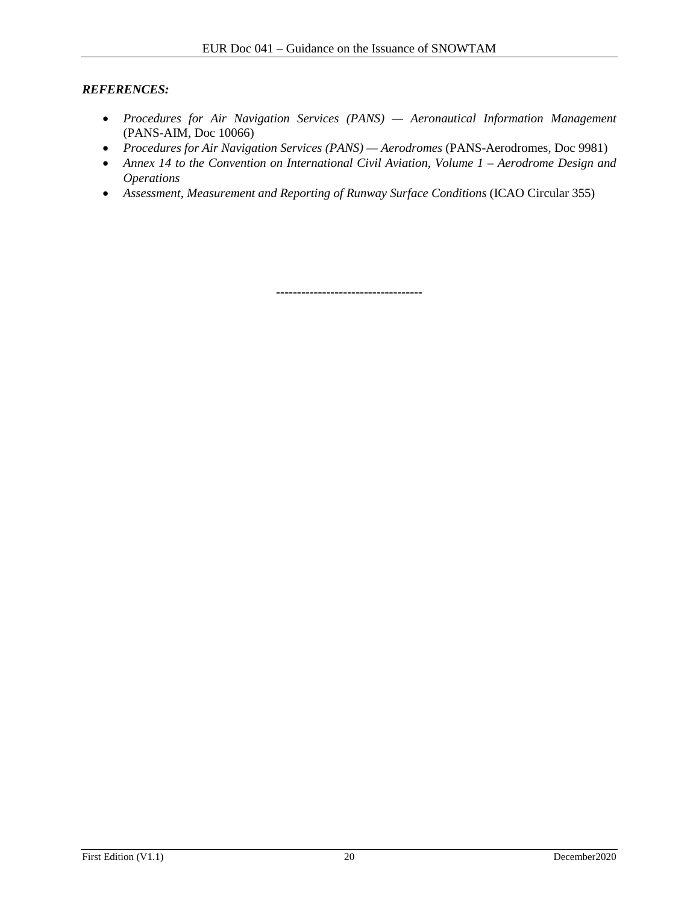***REFERENCES:***

- *Procedures for Air Navigation Services (PANS) — Aeronautical Information Management* (PANS-AIM, Doc 10066)
- *Procedures for Air Navigation Services (PANS) — Aerodromes* (PANS-Aerodromes, Doc 9981)
- *Annex 14 to the Convention on International Civil Aviation, Volume 1 – Aerodrome Design and Operations*
- *Assessment, Measurement and Reporting of Runway Surface Conditions* (ICAO Circular 355)

----------------------------------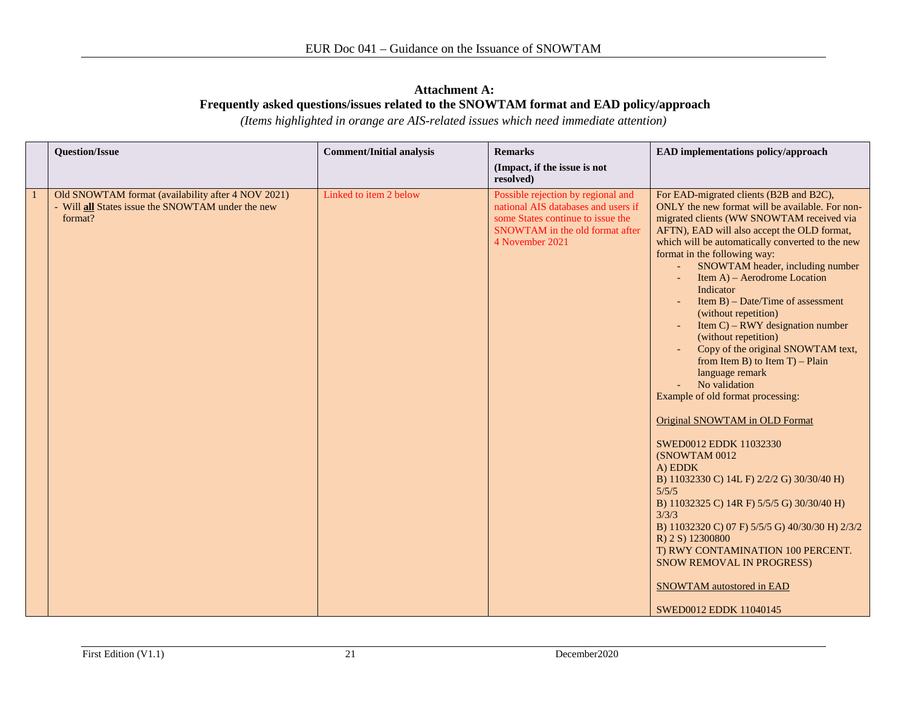## Attachment A:
## Frequently asked questions/issues related to the SNOWTAM format and EAD policy/approach

*(Items highlighted in orange are AIS-related issues which need immediate attention)*

| | Question/Issue | Comment/Initial analysis | Remarks<br>(Impact, if the issue is not resolved) | EAD implementations policy/approach |
|---|---|---|---|---|
| 1 | Old SNOWTAM format (availability after 4 NOV 2021)<br>- Will **all** States issue the SNOWTAM under the new format? | Linked to item 2 below | Possible rejection by regional and national AIS databases and users if some States continue to issue the SNOWTAM in the old format after 4 November 2021 | For EAD-migrated clients (B2B and B2C), ONLY the new format will be available. For non-migrated clients (WW SNOWTAM received via AFTN), EAD will also accept the OLD format, which will be automatically converted to the new format in the following way:<br>- SNOWTAM header, including number<br>- Item A) – Aerodrome Location Indicator<br>- Item B) – Date/Time of assessment (without repetition)<br>- Item C) – RWY designation number (without repetition)<br>- Copy of the original SNOWTAM text, from Item B) to Item T) – Plain language remark<br>- No validation<br>Example of old format processing:<br><br><u>Original SNOWTAM in OLD Format</u><br><br>SWED0012 EDDK 11032330<br>(SNOWTAM 0012<br>A) EDDK<br>B) 11032330 C) 14L F) 2/2/2 G) 30/30/40 H) 5/5/5<br>B) 11032325 C) 14R F) 5/5/5 G) 30/30/40 H) 3/3/3<br>B) 11032320 C) 07 F) 5/5/5 G) 40/30/30 H) 2/3/2 R) 2 S) 12300800<br>T) RWY CONTAMINATION 100 PERCENT. SNOW REMOVAL IN PROGRESS)<br><br><u>SNOWTAM autostored in EAD</u><br><br>SWED0012 EDDK 11040145 |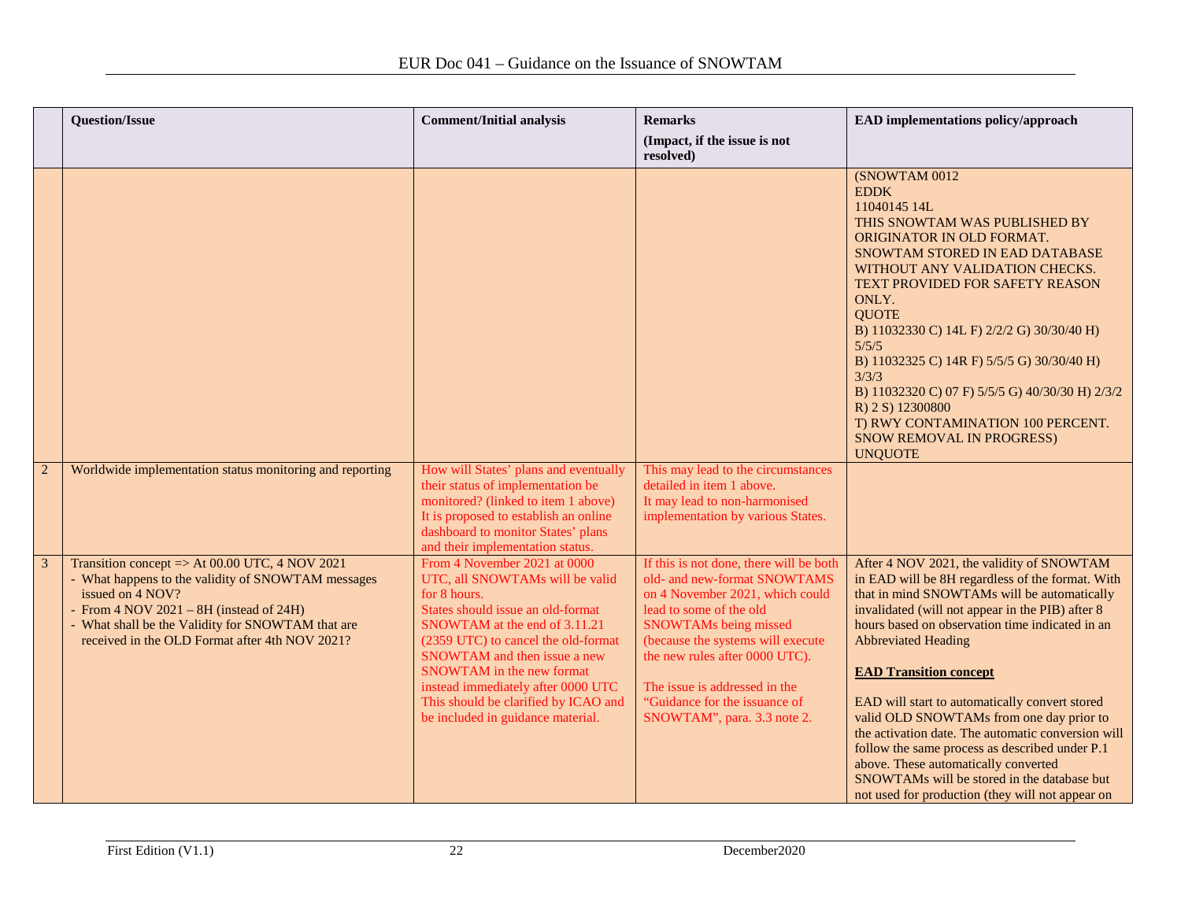| | Question/Issue | Comment/Initial analysis | Remarks (Impact, if the issue is not resolved) | EAD implementations policy/approach |
|---|---|---|---|---|
| | | | | (SNOWTAM 0012<br>EDDK<br>11040145 14L<br>THIS SNOWTAM WAS PUBLISHED BY ORIGINATOR IN OLD FORMAT. SNOWTAM STORED IN EAD DATABASE WITHOUT ANY VALIDATION CHECKS. TEXT PROVIDED FOR SAFETY REASON ONLY.<br>QUOTE<br>B) 11032330 C) 14L F) 2/2/2 G) 30/30/40 H) 5/5/5<br>B) 11032325 C) 14R F) 5/5/5 G) 30/30/40 H) 3/3/3<br>B) 11032320 C) 07 F) 5/5/5 G) 40/30/30 H) 2/3/2 R) 2 S) 12300800<br>T) RWY CONTAMINATION 100 PERCENT. SNOW REMOVAL IN PROGRESS)<br>UNQUOTE |
| 2 | Worldwide implementation status monitoring and reporting | How will States' plans and eventually their status of implementation be monitored? (linked to item 1 above)<br>It is proposed to establish an online dashboard to monitor States' plans and their implementation status. | This may lead to the circumstances detailed in item 1 above.<br>It may lead to non-harmonised implementation by various States. | |
| 3 | Transition concept => At 00.00 UTC, 4 NOV 2021<br>- What happens to the validity of SNOWTAM messages issued on 4 NOV?<br>- From 4 NOV 2021 – 8H (instead of 24H)<br>- What shall be the Validity for SNOWTAM that are received in the OLD Format after 4th NOV 2021? | From 4 November 2021 at 0000 UTC, all SNOWTAMs will be valid for 8 hours.<br>States should issue an old-format SNOWTAM at the end of 3.11.21 (2359 UTC) to cancel the old-format SNOWTAM and then issue a new SNOWTAM in the new format instead immediately after 0000 UTC This should be clarified by ICAO and be included in guidance material. | If this is not done, there will be both old- and new-format SNOWTAMS on 4 November 2021, which could lead to some of the old SNOWTAMs being missed (because the systems will execute the new rules after 0000 UTC).<br><br>The issue is addressed in the "Guidance for the issuance of SNOWTAM", para. 3.3 note 2. | After 4 NOV 2021, the validity of SNOWTAM in EAD will be 8H regardless of the format. With that in mind SNOWTAMs will be automatically invalidated (will not appear in the PIB) after 8 hours based on observation time indicated in an Abbreviated Heading<br><br>**EAD Transition concept**<br><br>EAD will start to automatically convert stored valid OLD SNOWTAMs from one day prior to the activation date. The automatic conversion will follow the same process as described under P.1 above. These automatically converted SNOWTAMs will be stored in the database but not used for production (they will not appear on |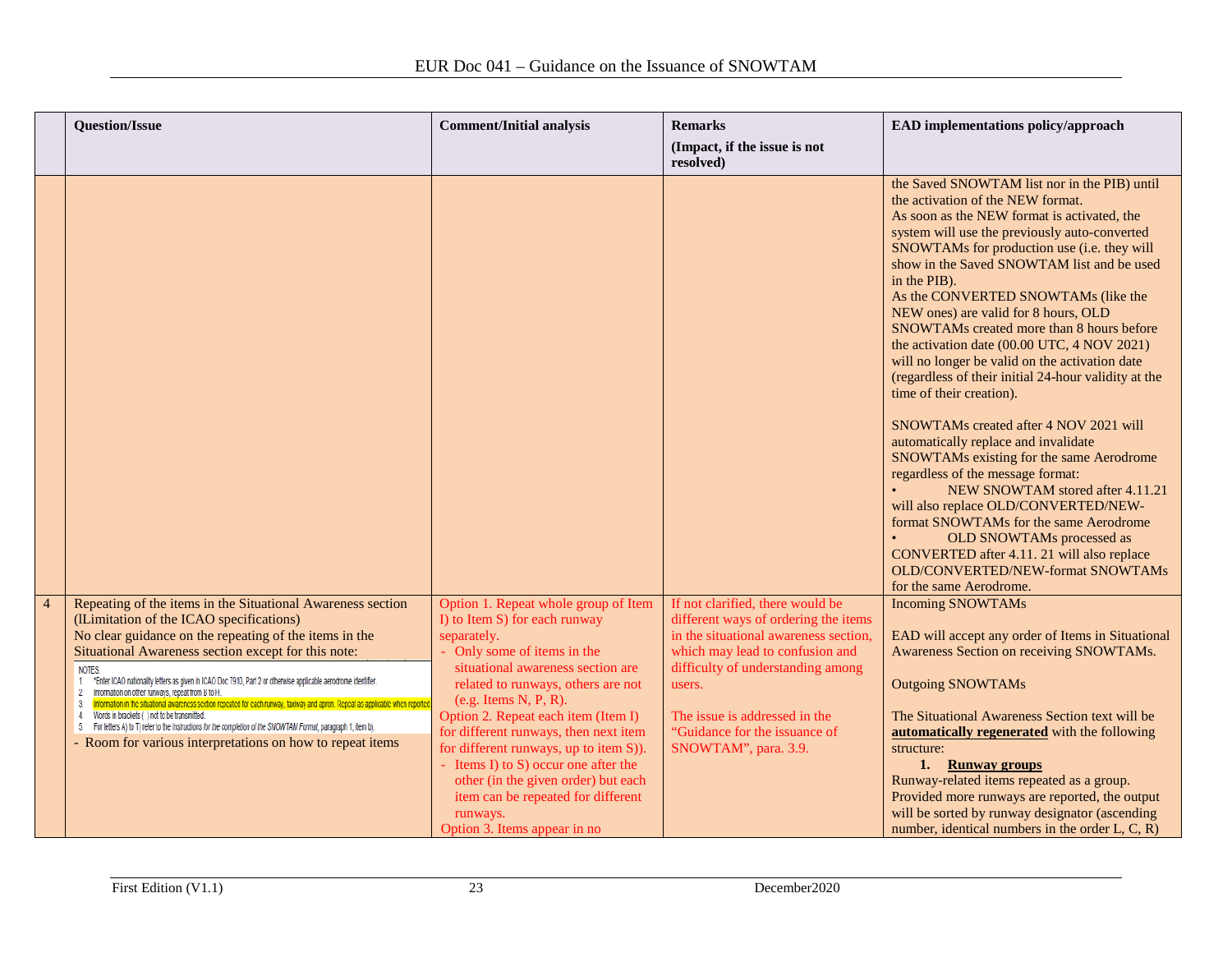| | Question/Issue | Comment/Initial analysis | Remarks<br>(Impact, if the issue is not resolved) | EAD implementations policy/approach |
|---|---|---|---|---|
| | | | | the Saved SNOWTAM list nor in the PIB) until the activation of the NEW format.<br>As soon as the NEW format is activated, the system will use the previously auto-converted SNOWTAMs for production use (i.e. they will show in the Saved SNOWTAM list and be used in the PIB).<br>As the CONVERTED SNOWTAMs (like the NEW ones) are valid for 8 hours, OLD SNOWTAMs created more than 8 hours before the activation date (00.00 UTC, 4 NOV 2021) will no longer be valid on the activation date (regardless of their initial 24-hour validity at the time of their creation).<br><br>SNOWTAMs created after 4 NOV 2021 will automatically replace and invalidate SNOWTAMs existing for the same Aerodrome regardless of the message format:<br>• NEW SNOWTAM stored after 4.11.21 will also replace OLD/CONVERTED/NEW-format SNOWTAMs for the same Aerodrome<br>• OLD SNOWTAMs processed as CONVERTED after 4.11. 21 will also replace OLD/CONVERTED/NEW-format SNOWTAMs for the same Aerodrome. |
| 4 | Repeating of the items in the Situational Awareness section (lLimitation of the ICAO specifications)<br>No clear guidance on the repeating of the items in the Situational Awareness section except for this note:<br>NOTES<br>1. *Enter ICAO nationality letters as given in ICAO Doc 7910, Part 2 or otherwise applicable aerodrome identifier.<br>2. Information on other runways, repeat from B to H.<br>3. Information in the situational awareness section repeated for each runway, taxiway and apron. Repeat as applicable when reported.<br>4. Words in brackets ( ) not to be transmitted.<br>5. For letters A) to T) refer to the Instructions for the completion of the SNOWTAM Format, paragraph 1, item b).<br>- Room for various interpretations on how to repeat items | Option 1. Repeat whole group of Item I) to Item S) for each runway separately.<br>- Only some of items in the situational awareness section are related to runways, others are not (e.g. Items N, P, R).<br>Option 2. Repeat each item (Item I) for different runways, then next item for different runways, up to item S)).<br>- Items I) to S) occur one after the other (in the given order) but each item can be repeated for different runways.<br>Option 3. Items appear in no | If not clarified, there would be different ways of ordering the items in the situational awareness section, which may lead to confusion and difficulty of understanding among users.<br><br>The issue is addressed in the "Guidance for the issuance of SNOWTAM", para. 3.9. | Incoming SNOWTAMs<br><br>EAD will accept any order of Items in Situational Awareness Section on receiving SNOWTAMs.<br><br>Outgoing SNOWTAMs<br><br>The Situational Awareness Section text will be **automatically regenerated** with the following structure:<br>**1. Runway groups**<br>Runway-related items repeated as a group. Provided more runways are reported, the output will be sorted by runway designator (ascending number, identical numbers in the order L, C, R) |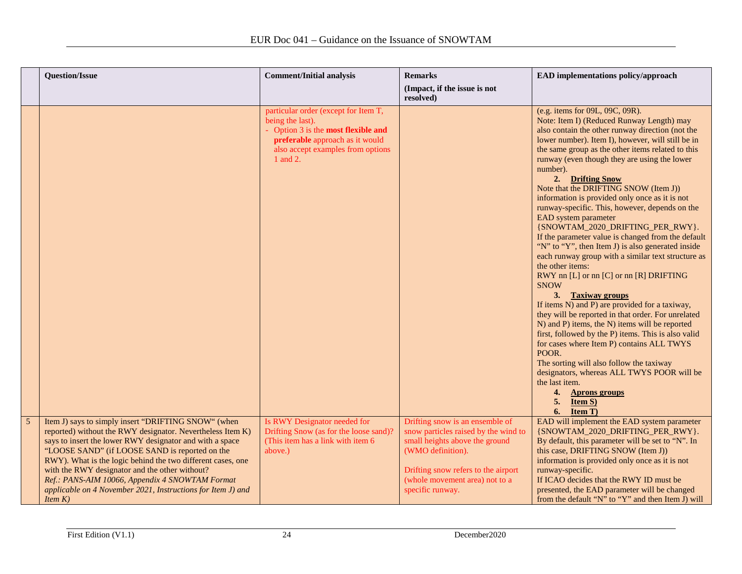| | Question/Issue | Comment/Initial analysis | Remarks<br>(Impact, if the issue is not resolved) | EAD implementations policy/approach |
|---|---|---|---|---|
| | | particular order (except for Item T, being the last).<br>- Option 3 is the **most flexible and preferable** approach as it would also accept examples from options 1 and 2. | | (e.g. items for 09L, 09C, 09R).<br>Note: Item I) (Reduced Runway Length) may also contain the other runway direction (not the lower number). Item I), however, will still be in the same group as the other items related to this runway (even though they are using the lower number).<br>**2. Drifting Snow**<br>Note that the DRIFTING SNOW (Item J)) information is provided only once as it is not runway-specific. This, however, depends on the EAD system parameter {SNOWTAM_2020_DRIFTING_PER_RWY}. If the parameter value is changed from the default "N" to "Y", then Item J) is also generated inside each runway group with a similar text structure as the other items:<br>RWY nn [L] or nn [C] or nn [R] DRIFTING SNOW<br>**3. Taxiway groups**<br>If items N) and P) are provided for a taxiway, they will be reported in that order. For unrelated N) and P) items, the N) items will be reported first, followed by the P) items. This is also valid for cases where Item P) contains ALL TWYS POOR.<br>The sorting will also follow the taxiway designators, whereas ALL TWYS POOR will be the last item.<br>**4. Aprons groups**<br>**5. Item S)**<br>**6. Item T)** |
| 5 | Item J) says to simply insert "DRIFTING SNOW" (when reported) without the RWY designator. Nevertheless Item K) says to insert the lower RWY designator and with a space "LOOSE SAND" (if LOOSE SAND is reported on the RWY). What is the logic behind the two different cases, one with the RWY designator and the other without?<br>*Ref.: PANS-AIM 10066, Appendix 4 SNOWTAM Format applicable on 4 November 2021, Instructions for Item J) and Item K)* | Is RWY Designator needed for Drifting Snow (as for the loose sand)? (This item has a link with item 6 above.) | Drifting snow is an ensemble of snow particles raised by the wind to small heights above the ground (WMO definition).<br><br>Drifting snow refers to the airport (whole movement area) not to a specific runway. | EAD will implement the EAD system parameter {SNOWTAM_2020_DRIFTING_PER_RWY}. By default, this parameter will be set to "N". In this case, DRIFTING SNOW (Item J)) information is provided only once as it is not runway-specific.<br>If ICAO decides that the RWY ID must be presented, the EAD parameter will be changed from the default "N" to "Y" and then Item J) will |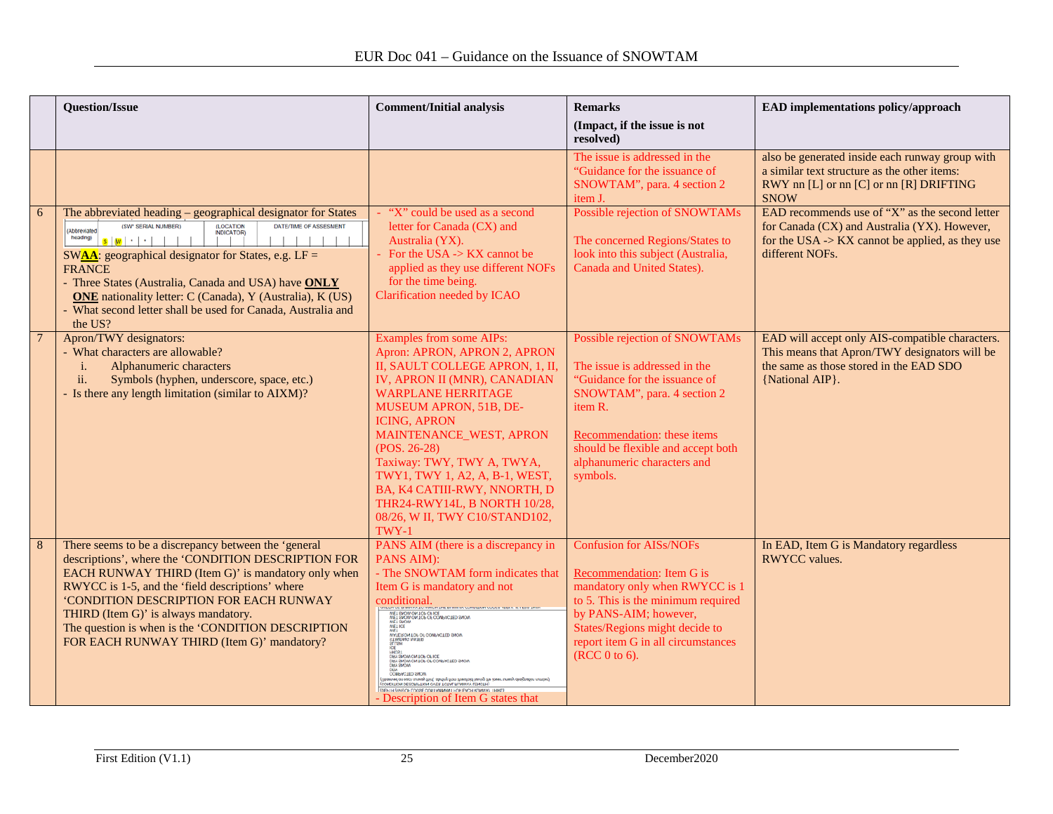| | Question/Issue | Comment/Initial analysis | Remarks (Impact, if the issue is not resolved) | EAD implementations policy/approach |
|---|---|---|---|---|
| | | | The issue is addressed in the "Guidance for the issuance of SNOWTAM", para. 4 section 2 item J. | also be generated inside each runway group with a similar text structure as the other items: RWY nn [L] or nn [C] or nn [R] DRIFTING SNOW |
| 6 | The abbreviated heading – geographical designator for States (Abbreviated heading) S W • • (SW* SERIAL NUMBER) (LOCATION INDICATOR) DATE/TIME OF ASSESMENT<br>SW**AA**: geographical designator for States, e.g. LF = FRANCE<br>- Three States (Australia, Canada and USA) have **ONLY ONE** nationality letter: C (Canada), Y (Australia), K (US)<br>- What second letter shall be used for Canada, Australia and the US? | - "X" could be used as a second letter for Canada (CX) and Australia (YX).<br>- For the USA -> KX cannot be applied as they use different NOFs for the time being.<br>Clarification needed by ICAO | Possible rejection of SNOWTAMs<br><br>The concerned Regions/States to look into this subject (Australia, Canada and United States). | EAD recommends use of "X" as the second letter for Canada (CX) and Australia (YX). However, for the USA -> KX cannot be applied, as they use different NOFs. |
| 7 | Apron/TWY designators:<br>- What characters are allowable?<br>i. Alphanumeric characters<br>ii. Symbols (hyphen, underscore, space, etc.)<br>- Is there any length limitation (similar to AIXM)? | Examples from some AIPs:<br>Apron: APRON, APRON 2, APRON II, SAULT COLLEGE APRON, 1, II, IV, APRON II (MNR), CANADIAN WARPLANE HERRITAGE MUSEUM APRON, 51B, DE-ICING, APRON MAINTENANCE_WEST, APRON (POS. 26-28)<br>Taxiway: TWY, TWY A, TWYA, TWY1, TWY 1, A2, A, B-1, WEST, BA, K4 CATIII-RWY, NNORTH, D THR24-RWY14L, B NORTH 10/28, 08/26, W II, TWY C10/STAND102, TWY-1 | Possible rejection of SNOWTAMs<br><br>The issue is addressed in the "Guidance for the issuance of SNOWTAM", para. 4 section 2 item R.<br><br>Recommendation: these items should be flexible and accept both alphanumeric characters and symbols. | EAD will accept only AIS-compatible characters. This means that Apron/TWY designators will be the same as those stored in the EAD SDO {National AIP}. |
| 8 | There seems to be a discrepancy between the 'general descriptions', where the 'CONDITION DESCRIPTION FOR EACH RUNWAY THIRD (Item G)' is mandatory only when RWYCC is 1-5, and the 'field descriptions' where 'CONDITION DESCRIPTION FOR EACH RUNWAY THIRD (Item G)' is always mandatory.<br>The question is when is the 'CONDITION DESCRIPTION FOR EACH RUNWAY THIRD (Item G)' mandatory? | PANS AIM (there is a discrepancy in PANS AIM):<br>- The SNOWTAM form indicates that Item G is mandatory and not conditional.<br>- Description of Item G states that | Confusion for AISs/NOFs<br><br>Recommendation: Item G is mandatory only when RWYCC is 1 to 5. This is the minimum required by PANS-AIM; however, States/Regions might decide to report item G in all circumstances (RCC 0 to 6). | In EAD, Item G is Mandatory regardless RWYCC values. |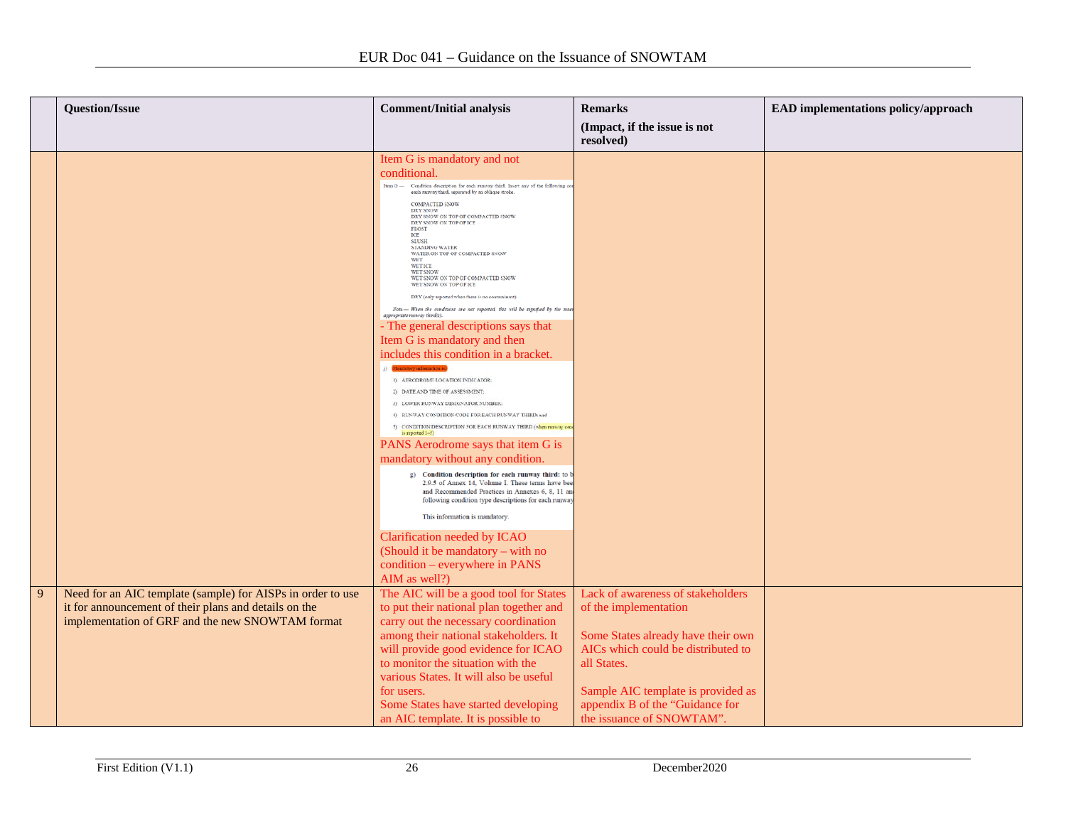| | Question/Issue | Comment/Initial analysis | Remarks (Impact, if the issue is not resolved) | EAD implementations policy/approach |
|---|---|---|---|---|
| | | Item G is mandatory and not conditional.<br>Item G — Condition description for each runway third. Insert any of the following con… each runway third, separated by an oblique stroke.<br>COMPACTED SNOW<br>DRY SNOW<br>DRY SNOW ON TOP OF COMPACTED SNOW<br>DRY SNOW ON TOP OF ICE<br>FROST<br>ICE<br>SLUSH<br>STANDING WATER<br>WATER ON TOP OF COMPACTED SNOW<br>WET<br>WET ICE<br>WET SNOW<br>WET SNOW ON TOP OF COMPACTED SNOW<br>WET SNOW ON TOP OF ICE<br>DRY (only reported when there is no contaminant)<br>*Note.— When the conditions are not reported, this will be signified by the inser… appropriate runway third(s).*<br>- The general descriptions says that Item G is mandatory and then includes this condition in a bracket.<br>j) Mandatory information is:<br>1) AERODROME LOCATION INDICATOR;<br>2) DATE AND TIME OF ASSESSMENT;<br>3) LOWER RUNWAY DESIGNATOR NUMBER;<br>4) RUNWAY CONDITION CODE FOR EACH RUNWAY THIRD; and<br>5) CONDITION DESCRIPTION FOR EACH RUNWAY THIRD (when runway cond… is reported 1–5)<br>PANS Aerodrome says that item G is mandatory without any condition.<br>g) **Condition description for each runway third:** to b… 2.9.5 of Annex 14, Volume I. These terms have bee… and Recommended Practices in Annexes 6, 8, 11 an… following condition type descriptions for each runway…<br>This information is mandatory.<br>Clarification needed by ICAO (Should it be mandatory – with no condition – everywhere in PANS AIM as well?) | | |
| 9 | Need for an AIC template (sample) for AISPs in order to use it for announcement of their plans and details on the implementation of GRF and the new SNOWTAM format | The AIC will be a good tool for States to put their national plan together and carry out the necessary coordination among their national stakeholders. It will provide good evidence for ICAO to monitor the situation with the various States. It will also be useful for users.<br>Some States have started developing an AIC template. It is possible to | Lack of awareness of stakeholders of the implementation<br><br>Some States already have their own AICs which could be distributed to all States.<br><br>Sample AIC template is provided as appendix B of the "Guidance for the issuance of SNOWTAM". | |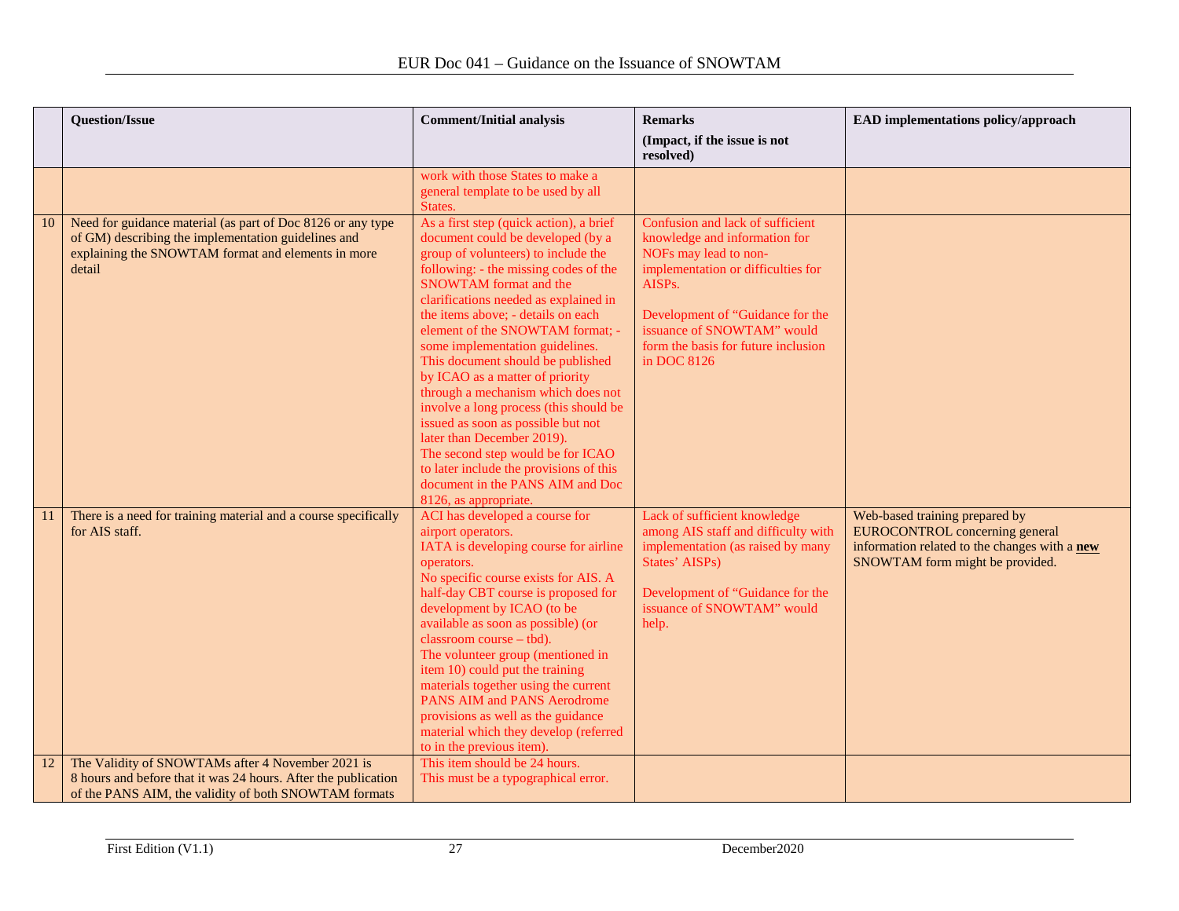| | Question/Issue | Comment/Initial analysis | Remarks<br>(Impact, if the issue is not resolved) | EAD implementations policy/approach |
|---|---|---|---|---|
| | | work with those States to make a general template to be used by all States. | | |
| 10 | Need for guidance material (as part of Doc 8126 or any type of GM) describing the implementation guidelines and explaining the SNOWTAM format and elements in more detail | As a first step (quick action), a brief document could be developed (by a group of volunteers) to include the following: - the missing codes of the SNOWTAM format and the clarifications needed as explained in the items above; - details on each element of the SNOWTAM format; - some implementation guidelines. This document should be published by ICAO as a matter of priority through a mechanism which does not involve a long process (this should be issued as soon as possible but not later than December 2019).<br>The second step would be for ICAO to later include the provisions of this document in the PANS AIM and Doc 8126, as appropriate. | Confusion and lack of sufficient knowledge and information for NOFs may lead to non-implementation or difficulties for AISPs.<br><br>Development of "Guidance for the issuance of SNOWTAM" would form the basis for future inclusion in DOC 8126 | |
| 11 | There is a need for training material and a course specifically for AIS staff. | ACI has developed a course for airport operators.<br>IATA is developing course for airline operators.<br>No specific course exists for AIS. A half-day CBT course is proposed for development by ICAO (to be available as soon as possible) (or classroom course – tbd).<br>The volunteer group (mentioned in item 10) could put the training materials together using the current PANS AIM and PANS Aerodrome provisions as well as the guidance material which they develop (referred to in the previous item). | Lack of sufficient knowledge among AIS staff and difficulty with implementation (as raised by many States' AISPs)<br><br>Development of "Guidance for the issuance of SNOWTAM" would help. | Web-based training prepared by EUROCONTROL concerning general information related to the changes with a **new** SNOWTAM form might be provided. |
| 12 | The Validity of SNOWTAMs after 4 November 2021 is 8 hours and before that it was 24 hours. After the publication of the PANS AIM, the validity of both SNOWTAM formats | This item should be 24 hours.<br>This must be a typographical error. | | |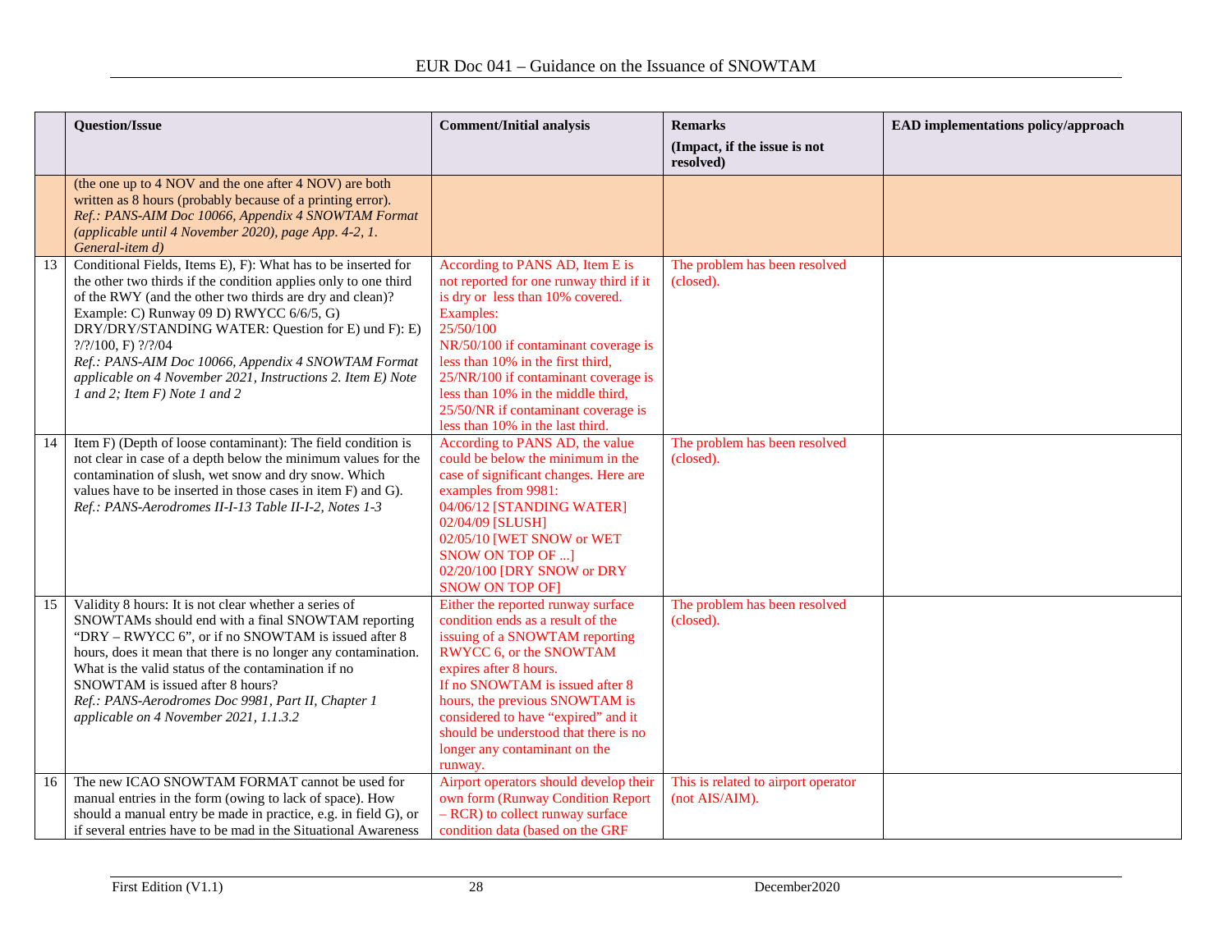| | Question/Issue | Comment/Initial analysis | Remarks<br>(Impact, if the issue is not resolved) | EAD implementations policy/approach |
|---|---|---|---|---|
| | (the one up to 4 NOV and the one after 4 NOV) are both written as 8 hours (probably because of a printing error).<br>*Ref.: PANS-AIM Doc 10066, Appendix 4 SNOWTAM Format (applicable until 4 November 2020), page App. 4-2, 1. General-item d)* | | | |
| 13 | Conditional Fields, Items E), F): What has to be inserted for the other two thirds if the condition applies only to one third of the RWY (and the other two thirds are dry and clean)? Example: C) Runway 09 D) RWYCC 6/6/5, G) DRY/DRY/STANDING WATER: Question for E) und F): E) ?/?/100, F) ?/?/04<br>*Ref.: PANS-AIM Doc 10066, Appendix 4 SNOWTAM Format applicable on 4 November 2021, Instructions 2. Item E) Note 1 and 2; Item F) Note 1 and 2* | According to PANS AD, Item E is not reported for one runway third if it is dry or less than 10% covered.<br>Examples:<br>25/50/100<br>NR/50/100 if contaminant coverage is less than 10% in the first third,<br>25/NR/100 if contaminant coverage is less than 10% in the middle third,<br>25/50/NR if contaminant coverage is less than 10% in the last third. | The problem has been resolved (closed). | |
| 14 | Item F) (Depth of loose contaminant): The field condition is not clear in case of a depth below the minimum values for the contamination of slush, wet snow and dry snow. Which values have to be inserted in those cases in item F) and G).<br>*Ref.: PANS-Aerodromes II-I-13 Table II-I-2, Notes 1-3* | According to PANS AD, the value could be below the minimum in the case of significant changes. Here are examples from 9981:<br>04/06/12 [STANDING WATER]<br>02/04/09 [SLUSH]<br>02/05/10 [WET SNOW or WET SNOW ON TOP OF ...]<br>02/20/100 [DRY SNOW or DRY SNOW ON TOP OF] | The problem has been resolved (closed). | |
| 15 | Validity 8 hours: It is not clear whether a series of SNOWTAMs should end with a final SNOWTAM reporting "DRY – RWYCC 6", or if no SNOWTAM is issued after 8 hours, does it mean that there is no longer any contamination. What is the valid status of the contamination if no SNOWTAM is issued after 8 hours?<br>*Ref.: PANS-Aerodromes Doc 9981, Part II, Chapter 1 applicable on 4 November 2021, 1.1.3.2* | Either the reported runway surface condition ends as a result of the issuing of a SNOWTAM reporting RWYCC 6, or the SNOWTAM expires after 8 hours.<br>If no SNOWTAM is issued after 8 hours, the previous SNOWTAM is considered to have "expired" and it should be understood that there is no longer any contaminant on the runway. | The problem has been resolved (closed). | |
| 16 | The new ICAO SNOWTAM FORMAT cannot be used for manual entries in the form (owing to lack of space). How should a manual entry be made in practice, e.g. in field G), or if several entries have to be mad in the Situational Awareness | Airport operators should develop their own form (Runway Condition Report – RCR) to collect runway surface condition data (based on the GRF | This is related to airport operator (not AIS/AIM). | |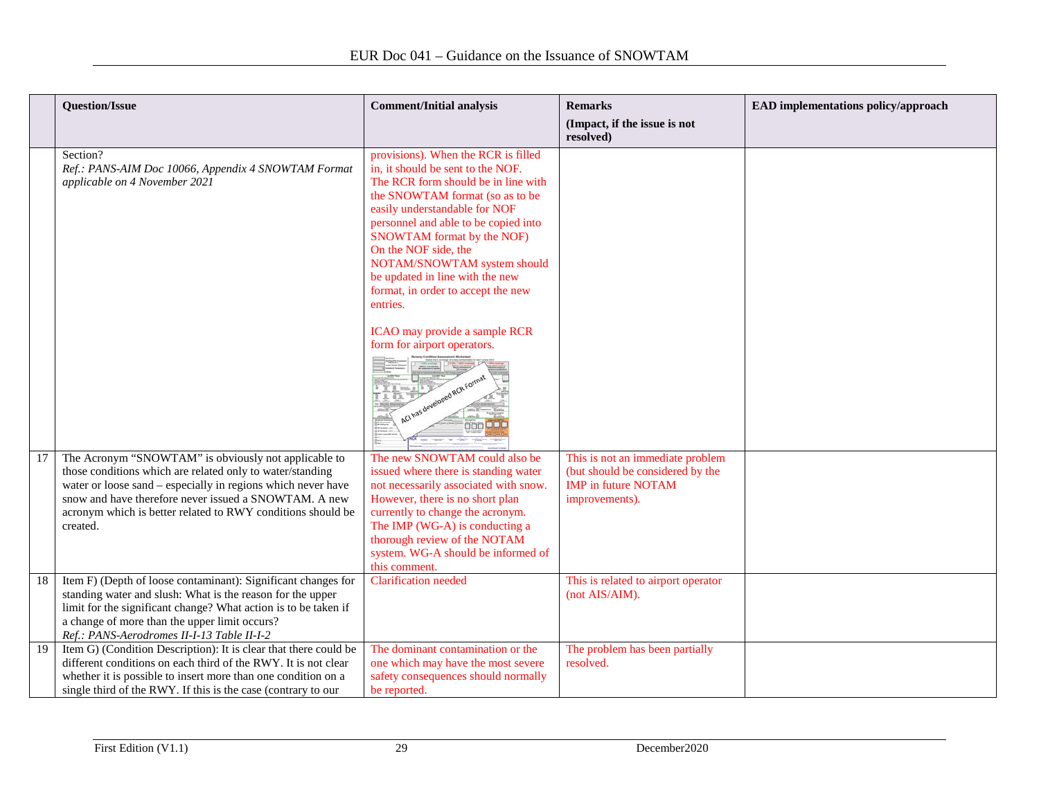| | Question/Issue | Comment/Initial analysis | Remarks (Impact, if the issue is not resolved) | EAD implementations policy/approach |
|---|---|---|---|---|
| | Section? *Ref.: PANS-AIM Doc 10066, Appendix 4 SNOWTAM Format applicable on 4 November 2021* | provisions). When the RCR is filled in, it should be sent to the NOF. The RCR form should be in line with the SNOWTAM format (so as to be easily understandable for NOF personnel and able to be copied into SNOWTAM format by the NOF) On the NOF side, the NOTAM/SNOWTAM system should be updated in line with the new format, in order to accept the new entries. ICAO may provide a sample RCR form for airport operators. ACI has developed RCR Format | | |
| 17 | The Acronym "SNOWTAM" is obviously not applicable to those conditions which are related only to water/standing water or loose sand – especially in regions which never have snow and have therefore never issued a SNOWTAM. A new acronym which is better related to RWY conditions should be created. | The new SNOWTAM could also be issued where there is standing water not necessarily associated with snow. However, there is no short plan currently to change the acronym. The IMP (WG-A) is conducting a thorough review of the NOTAM system. WG-A should be informed of this comment. | This is not an immediate problem (but should be considered by the IMP in future NOTAM improvements). | |
| 18 | Item F) (Depth of loose contaminant): Significant changes for standing water and slush: What is the reason for the upper limit for the significant change? What action is to be taken if a change of more than the upper limit occurs? *Ref.: PANS-Aerodromes II-I-13 Table II-I-2* | Clarification needed | This is related to airport operator (not AIS/AIM). | |
| 19 | Item G) (Condition Description): It is clear that there could be different conditions on each third of the RWY. It is not clear whether it is possible to insert more than one condition on a single third of the RWY. If this is the case (contrary to our | The dominant contamination or the one which may have the most severe safety consequences should normally be reported. | The problem has been partially resolved. | |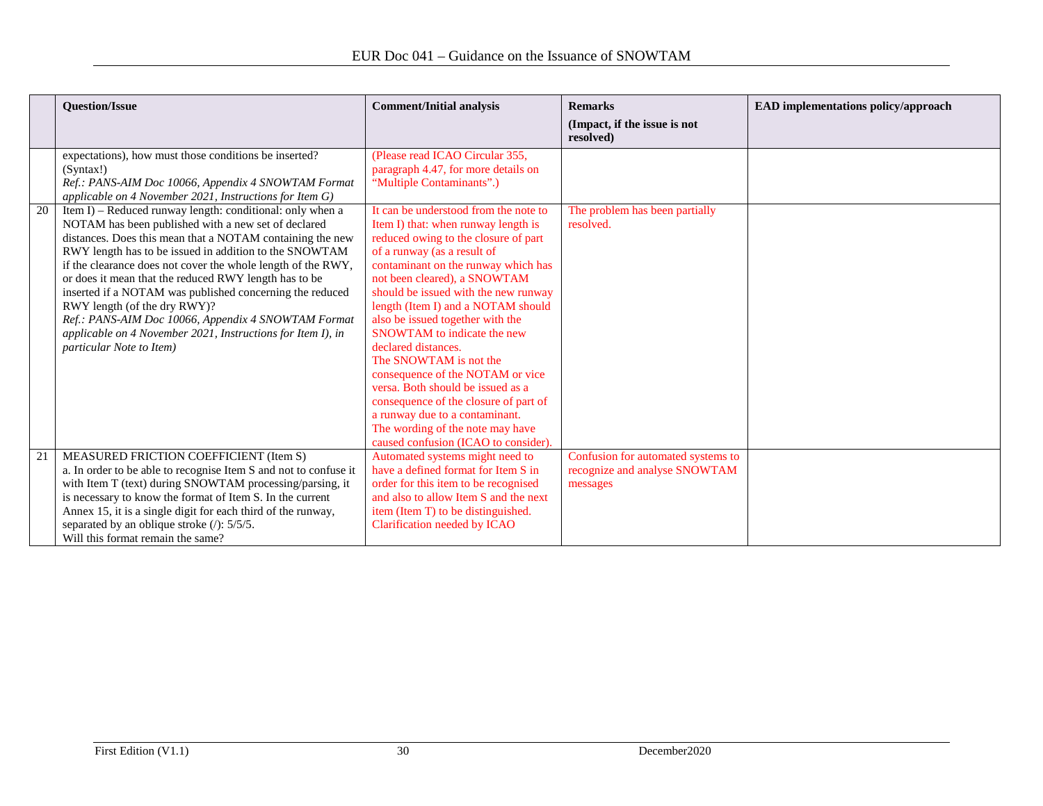| | Question/Issue | Comment/Initial analysis | Remarks<br>(Impact, if the issue is not resolved) | EAD implementations policy/approach |
|---|---|---|---|---|
| | expectations), how must those conditions be inserted? (Syntax!)<br>*Ref.: PANS-AIM Doc 10066, Appendix 4 SNOWTAM Format applicable on 4 November 2021, Instructions for Item G)* | (Please read ICAO Circular 355, paragraph 4.47, for more details on "Multiple Contaminants".) | | |
| 20 | Item I) – Reduced runway length: conditional: only when a NOTAM has been published with a new set of declared distances. Does this mean that a NOTAM containing the new RWY length has to be issued in addition to the SNOWTAM if the clearance does not cover the whole length of the RWY, or does it mean that the reduced RWY length has to be inserted if a NOTAM was published concerning the reduced RWY length (of the dry RWY)?<br>*Ref.: PANS-AIM Doc 10066, Appendix 4 SNOWTAM Format applicable on 4 November 2021, Instructions for Item I), in particular Note to Item)* | It can be understood from the note to Item I) that: when runway length is reduced owing to the closure of part of a runway (as a result of contaminant on the runway which has not been cleared), a SNOWTAM should be issued with the new runway length (Item I) and a NOTAM should also be issued together with the SNOWTAM to indicate the new declared distances.<br>The SNOWTAM is not the consequence of the NOTAM or vice versa. Both should be issued as a consequence of the closure of part of a runway due to a contaminant.<br>The wording of the note may have caused confusion (ICAO to consider). | The problem has been partially resolved. | |
| 21 | MEASURED FRICTION COEFFICIENT (Item S)<br>a. In order to be able to recognise Item S and not to confuse it with Item T (text) during SNOWTAM processing/parsing, it is necessary to know the format of Item S. In the current Annex 15, it is a single digit for each third of the runway, separated by an oblique stroke (/): 5/5/5.<br>Will this format remain the same? | Automated systems might need to have a defined format for Item S in order for this item to be recognised and also to allow Item S and the next item (Item T) to be distinguished.<br>Clarification needed by ICAO | Confusion for automated systems to recognize and analyse SNOWTAM messages | |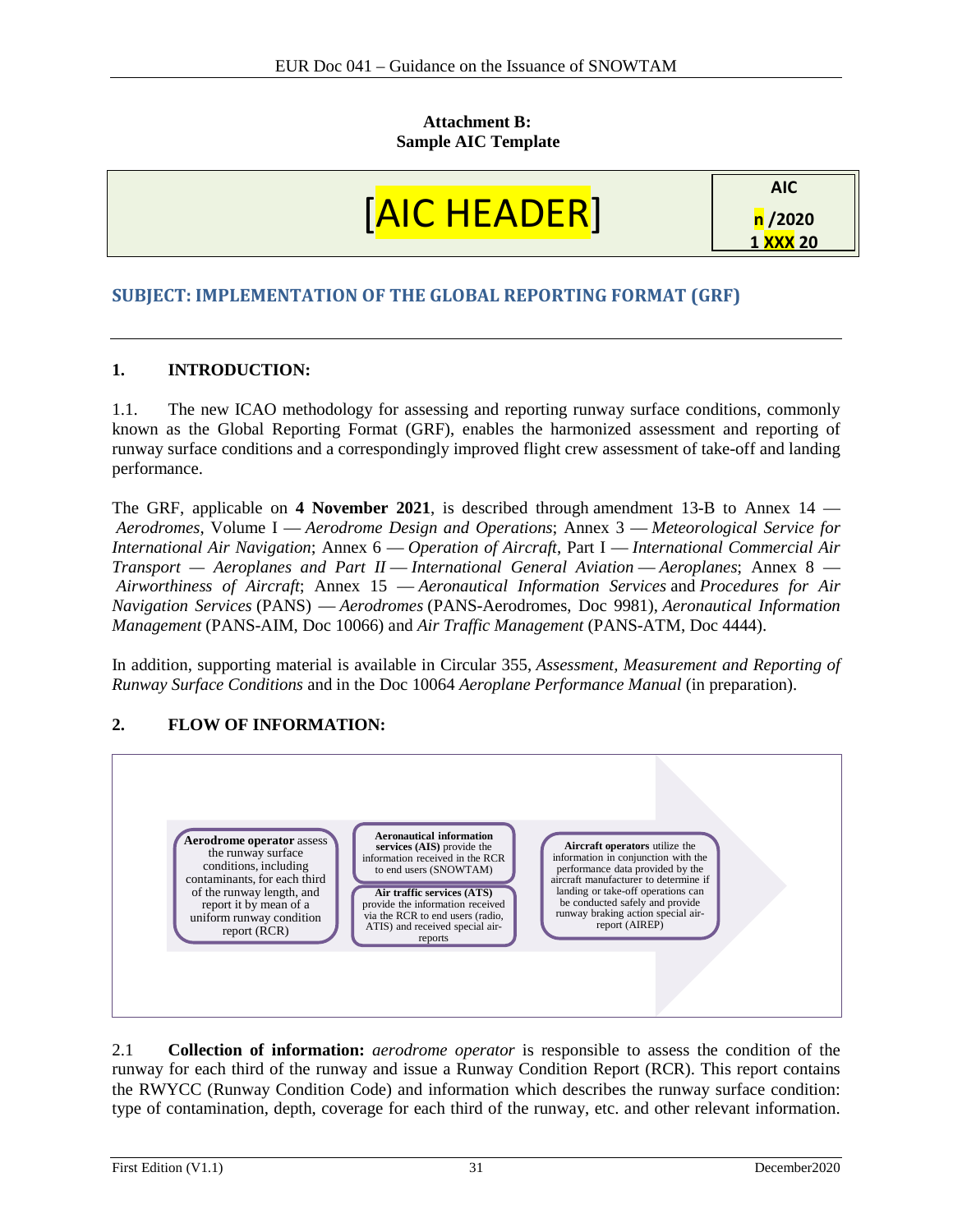**Attachment B:**
**Sample AIC Template**

| [AIC HEADER] | AIC<br>n /2020<br>1 XXX 20 |
|---|---|

## SUBJECT: IMPLEMENTATION OF THE GLOBAL REPORTING FORMAT (GRF)

---

### 1. INTRODUCTION:

1.1. The new ICAO methodology for assessing and reporting runway surface conditions, commonly known as the Global Reporting Format (GRF), enables the harmonized assessment and reporting of runway surface conditions and a correspondingly improved flight crew assessment of take-off and landing performance.

The GRF, applicable on **4 November 2021**, is described through amendment 13-B to Annex 14 — *Aerodromes*, Volume I — *Aerodrome Design and Operations*; Annex 3 — *Meteorological Service for International Air Navigation*; Annex 6 — *Operation of Aircraft*, Part I — *International Commercial Air Transport — Aeroplanes and Part II — International General Aviation — Aeroplanes*; Annex 8 — *Airworthiness of Aircraft*; Annex 15 — *Aeronautical Information Services* and *Procedures for Air Navigation Services* (PANS) — *Aerodromes* (PANS-Aerodromes, Doc 9981), *Aeronautical Information Management* (PANS-AIM, Doc 10066) and *Air Traffic Management* (PANS-ATM, Doc 4444).

In addition, supporting material is available in Circular 355, *Assessment, Measurement and Reporting of Runway Surface Conditions* and in the Doc 10064 *Aeroplane Performance Manual* (in preparation).

### 2. FLOW OF INFORMATION:

**Aerodrome operator** assess the runway surface conditions, including contaminants, for each third of the runway length, and report it by mean of a uniform runway condition report (RCR)

**Aeronautical information services (AIS)** provide the information received in the RCR to end users (SNOWTAM)

**Air traffic services (ATS)** provide the information received via the RCR to end users (radio, ATIS) and received special air-reports

**Aircraft operators** utilize the information in conjunction with the performance data provided by the aircraft manufacturer to determine if landing or take-off operations can be conducted safely and provide runway braking action special air-report (AIREP)

2.1 **Collection of information:** *aerodrome operator* is responsible to assess the condition of the runway for each third of the runway and issue a Runway Condition Report (RCR). This report contains the RWYCC (Runway Condition Code) and information which describes the runway surface condition: type of contamination, depth, coverage for each third of the runway, etc. and other relevant information.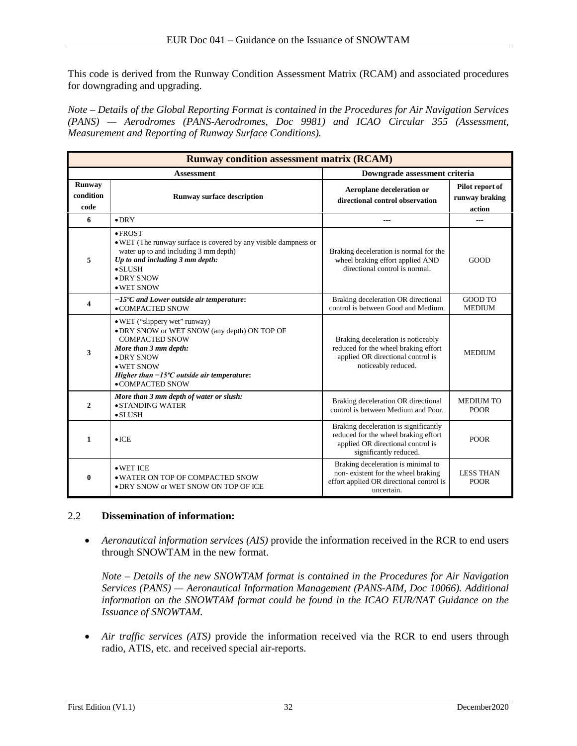This code is derived from the Runway Condition Assessment Matrix (RCAM) and associated procedures for downgrading and upgrading.

*Note – Details of the Global Reporting Format is contained in the Procedures for Air Navigation Services (PANS) — Aerodromes (PANS-Aerodromes, Doc 9981) and ICAO Circular 355 (Assessment, Measurement and Reporting of Runway Surface Conditions).*

| **Runway condition assessment matrix (RCAM)** | | | |
|---|---|---|---|
| **Assessment** | | **Downgrade assessment criteria** | |
| **Runway condition code** | **Runway surface description** | **Aeroplane deceleration or directional control observation** | **Pilot report of runway braking action** |
| **6** | • DRY | --- | --- |
| **5** | • FROST<br>• WET (The runway surface is covered by any visible dampness or water up to and including 3 mm depth)<br>***Up to and including 3 mm depth:***<br>• SLUSH<br>• DRY SNOW<br>• WET SNOW | Braking deceleration is normal for the wheel braking effort applied AND directional control is normal. | GOOD |
| **4** | ***−15ºC and Lower outside air temperature*:**<br>• COMPACTED SNOW | Braking deceleration OR directional control is between Good and Medium. | GOOD TO MEDIUM |
| **3** | • WET ("slippery wet" runway)<br>• DRY SNOW or WET SNOW (any depth) ON TOP OF COMPACTED SNOW<br>***More than 3 mm depth:***<br>• DRY SNOW<br>• WET SNOW<br>***Higher than −15ºC outside air temperature*:**<br>• COMPACTED SNOW | Braking deceleration is noticeably reduced for the wheel braking effort applied OR directional control is noticeably reduced. | MEDIUM |
| **2** | ***More than 3 mm depth of water or slush:***<br>• STANDING WATER<br>• SLUSH | Braking deceleration OR directional control is between Medium and Poor. | MEDIUM TO POOR |
| **1** | • ICE | Braking deceleration is significantly reduced for the wheel braking effort applied OR directional control is significantly reduced. | POOR |
| **0** | • WET ICE<br>• WATER ON TOP OF COMPACTED SNOW<br>• DRY SNOW or WET SNOW ON TOP OF ICE | Braking deceleration is minimal to non- existent for the wheel braking effort applied OR directional control is uncertain. | LESS THAN POOR |

### 2.2 **Dissemination of information:**

- *Aeronautical information services (AIS)* provide the information received in the RCR to end users through SNOWTAM in the new format.

  *Note – Details of the new SNOWTAM format is contained in the Procedures for Air Navigation Services (PANS) — Aeronautical Information Management (PANS-AIM, Doc 10066). Additional information on the SNOWTAM format could be found in the ICAO EUR/NAT Guidance on the Issuance of SNOWTAM.*

- *Air traffic services (ATS)* provide the information received via the RCR to end users through radio, ATIS, etc. and received special air-reports.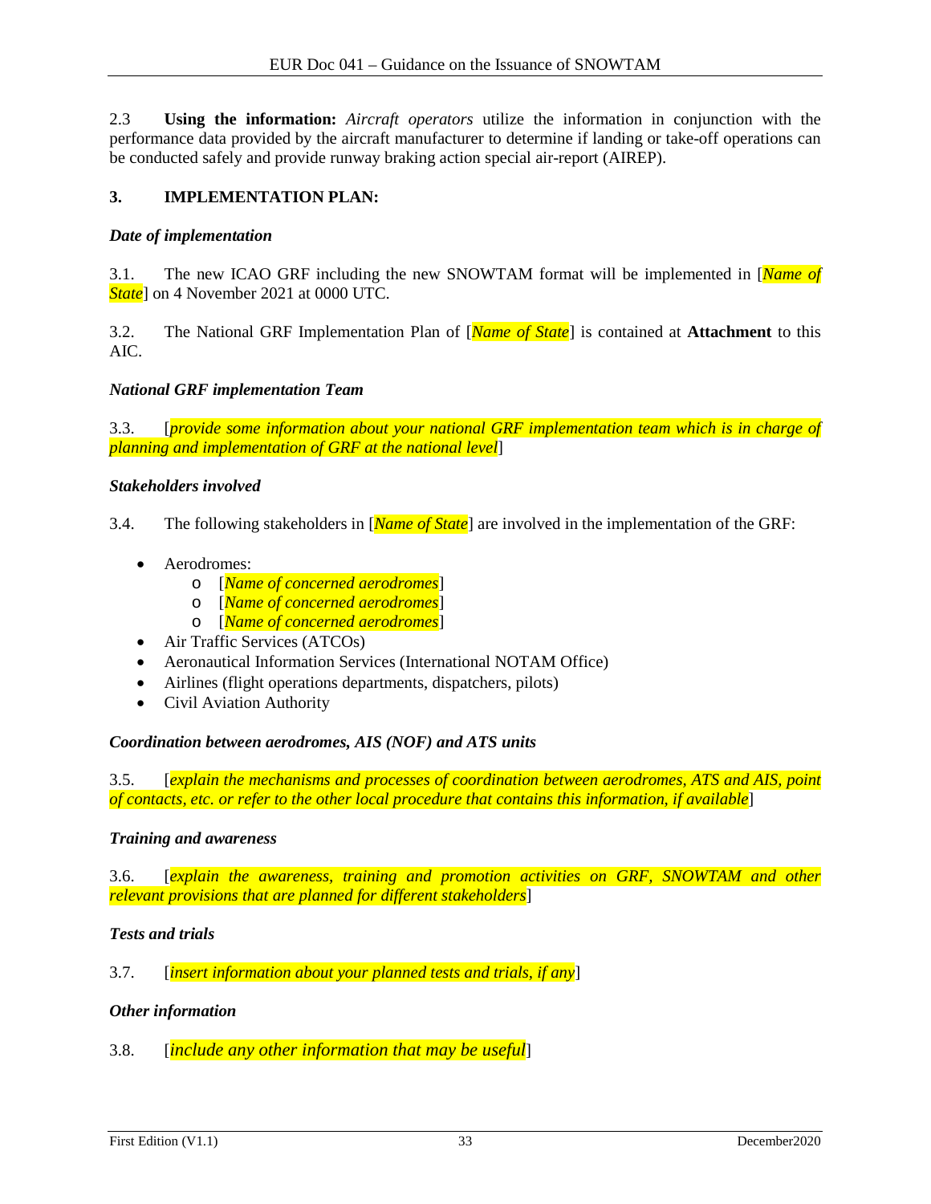2.3 **Using the information:** *Aircraft operators* utilize the information in conjunction with the performance data provided by the aircraft manufacturer to determine if landing or take-off operations can be conducted safely and provide runway braking action special air-report (AIREP).

## 3. IMPLEMENTATION PLAN:

***Date of implementation***

3.1. The new ICAO GRF including the new SNOWTAM format will be implemented in [*Name of State*] on 4 November 2021 at 0000 UTC.

3.2. The National GRF Implementation Plan of [*Name of State*] is contained at **Attachment** to this AIC.

***National GRF implementation Team***

3.3. [*provide some information about your national GRF implementation team which is in charge of planning and implementation of GRF at the national level*]

***Stakeholders involved***

3.4. The following stakeholders in [*Name of State*] are involved in the implementation of the GRF:

- Aerodromes:
  - [*Name of concerned aerodromes*]
  - [*Name of concerned aerodromes*]
  - [*Name of concerned aerodromes*]
- Air Traffic Services (ATCOs)
- Aeronautical Information Services (International NOTAM Office)
- Airlines (flight operations departments, dispatchers, pilots)
- Civil Aviation Authority

***Coordination between aerodromes, AIS (NOF) and ATS units***

3.5. [*explain the mechanisms and processes of coordination between aerodromes, ATS and AIS, point of contacts, etc. or refer to the other local procedure that contains this information, if available*]

***Training and awareness***

3.6. [*explain the awareness, training and promotion activities on GRF, SNOWTAM and other relevant provisions that are planned for different stakeholders*]

***Tests and trials***

3.7. [*insert information about your planned tests and trials, if any*]

***Other information***

3.8. [*include any other information that may be useful*]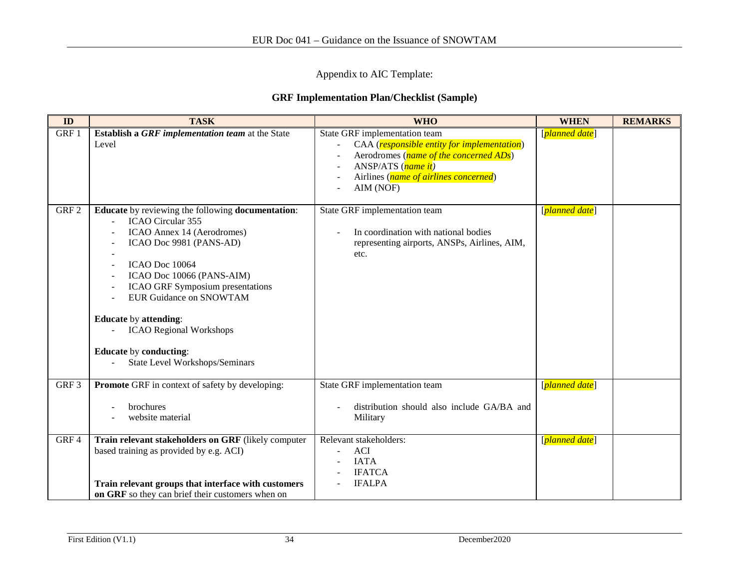Appendix to AIC Template:

**GRF Implementation Plan/Checklist (Sample)**

| ID | TASK | WHO | WHEN | REMARKS |
|---|---|---|---|---|
| GRF 1 | **Establish a *GRF implementation team*** at the State Level | State GRF implementation team<br>- CAA (*responsible entity for implementation*)<br>- Aerodromes (*name of the concerned ADs*)<br>- ANSP/ATS (*name it)*<br>- Airlines (*name of airlines concerned*)<br>- AIM (NOF) | [*planned date*] | |
| GRF 2 | **Educate** by reviewing the following **documentation**:<br>- ICAO Circular 355<br>- ICAO Annex 14 (Aerodromes)<br>- ICAO Doc 9981 (PANS-AD)<br>-<br>- ICAO Doc 10064<br>- ICAO Doc 10066 (PANS-AIM)<br>- ICAO GRF Symposium presentations<br>- EUR Guidance on SNOWTAM<br><br>**Educate** by **attending**:<br>- ICAO Regional Workshops<br><br>**Educate** by **conducting**:<br>- State Level Workshops/Seminars | State GRF implementation team<br><br>- In coordination with national bodies representing airports, ANSPs, Airlines, AIM, etc. | [*planned date*] | |
| GRF 3 | **Promote** GRF in context of safety by developing:<br><br>- brochures<br>- website material | State GRF implementation team<br><br>- distribution should also include GA/BA and Military | [*planned date*] | |
| GRF 4 | **Train relevant stakeholders on GRF** (likely computer based training as provided by e.g. ACI)<br><br>**Train relevant groups that interface with customers on GRF** so they can brief their customers when on | Relevant stakeholders:<br>- ACI<br>- IATA<br>- IFATCA<br>- IFALPA | [*planned date*] | |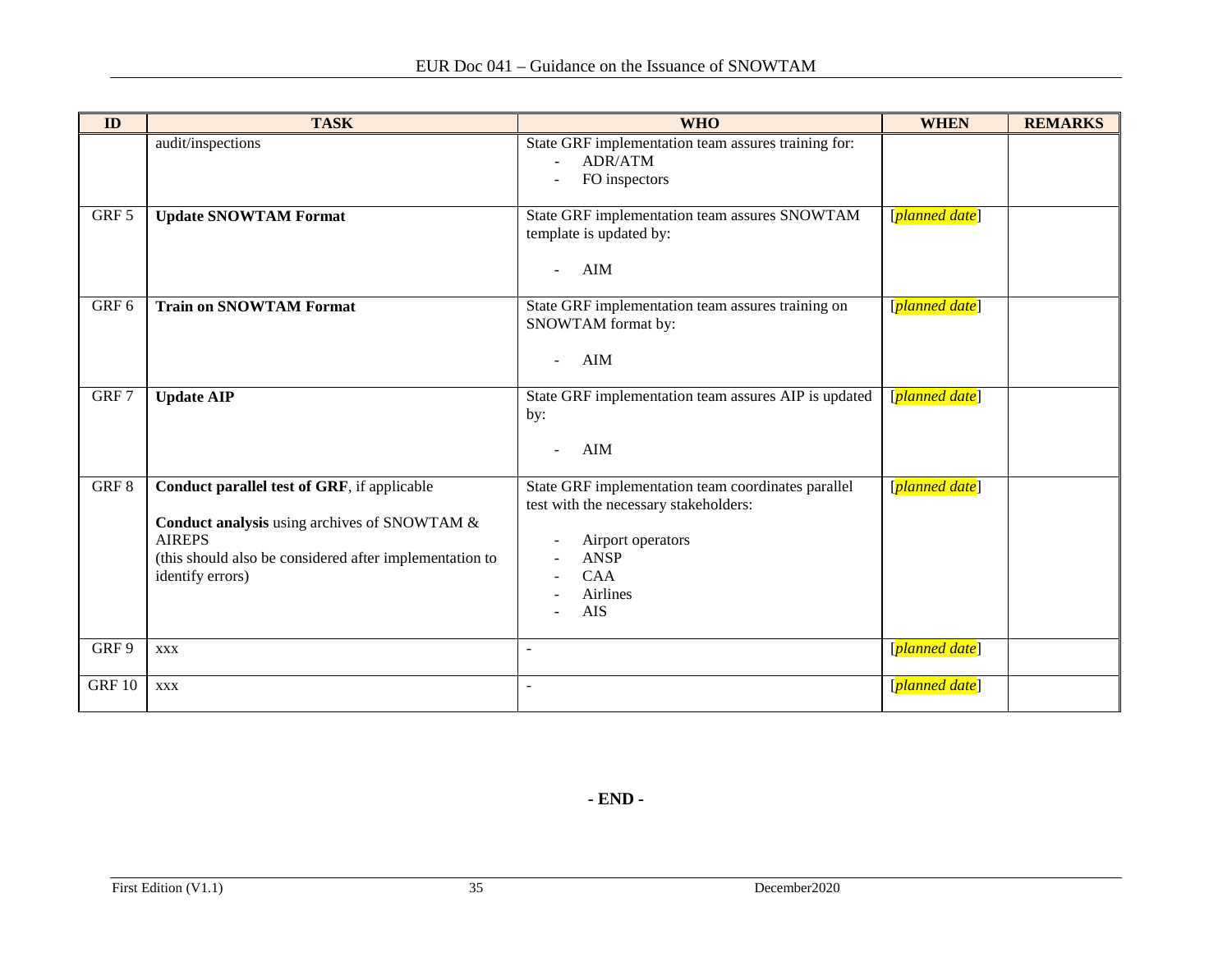| ID | TASK | WHO | WHEN | REMARKS |
|---|---|---|---|---|
| | audit/inspections | State GRF implementation team assures training for:<br>- ADR/ATM<br>- FO inspectors | | |
| GRF 5 | **Update SNOWTAM Format** | State GRF implementation team assures SNOWTAM template is updated by:<br><br>- AIM | [*planned date*] | |
| GRF 6 | **Train on SNOWTAM Format** | State GRF implementation team assures training on SNOWTAM format by:<br><br>- AIM | [*planned date*] | |
| GRF 7 | **Update AIP** | State GRF implementation team assures AIP is updated by:<br><br>- AIM | [*planned date*] | |
| GRF 8 | **Conduct parallel test of GRF**, if applicable<br><br>**Conduct analysis** using archives of SNOWTAM & AIREPS<br>(this should also be considered after implementation to identify errors) | State GRF implementation team coordinates parallel test with the necessary stakeholders:<br><br>- Airport operators<br>- ANSP<br>- CAA<br>- Airlines<br>- AIS | [*planned date*] | |
| GRF 9 | xxx | - | [*planned date*] | |
| GRF 10 | xxx | - | [*planned date*] | |

**- END -**